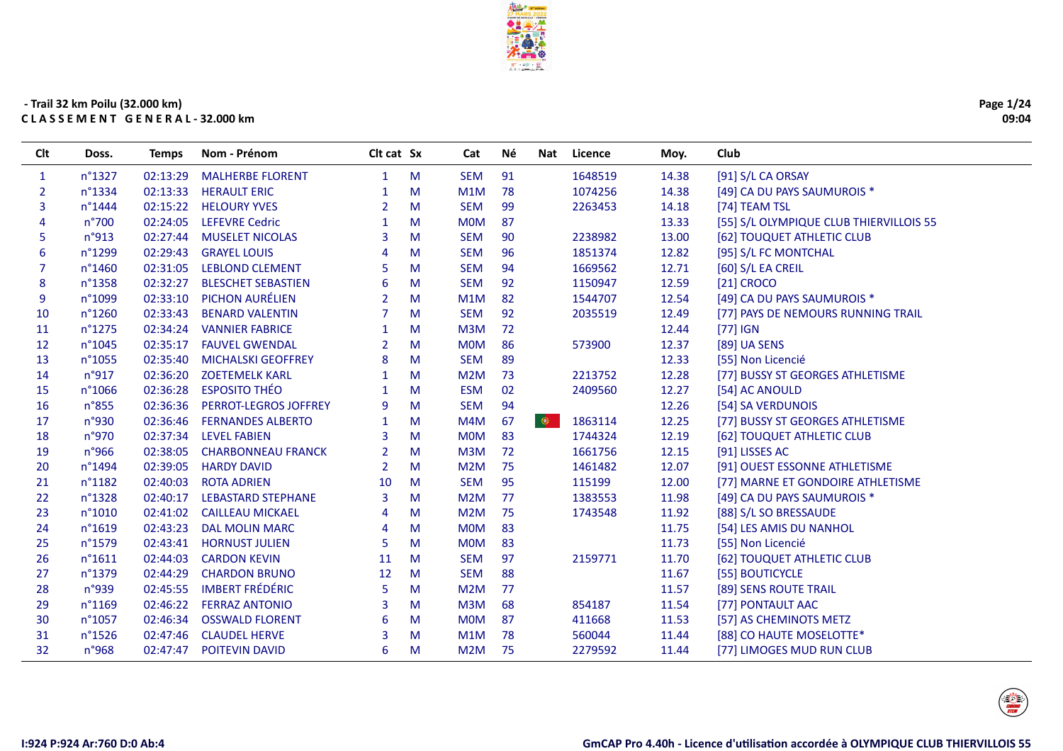- Trail 32 km Poilu (32.000 km)

**C L A S S E M E N T G E N E R A L - 32.000 km**

| Clt | Doss. | Temps | Nom - Prénom | Clt cat | Sx | Cat | Né | Nat | Licence | Moy. | Club |
|---|---|---|---|---|---|---|---|---|---|---|---|
| 1 | n°1327 | 02:13:29 | MALHERBE FLORENT | 1 | M | SEM | 91 | | 1648519 | 14.38 | [91] S/L CA ORSAY |
| 2 | n°1334 | 02:13:33 | HERAULT ERIC | 1 | M | M1M | 78 | | 1074256 | 14.38 | [49] CA DU PAYS SAUMUROIS * |
| 3 | n°1444 | 02:15:22 | HELOURY YVES | 2 | M | SEM | 99 | | 2263453 | 14.18 | [74] TEAM TSL |
| 4 | n°700 | 02:24:05 | LEFEVRE Cedric | 1 | M | M0M | 87 | | | 13.33 | [55] S/L OLYMPIQUE CLUB THIERVILLOIS 55 |
| 5 | n°913 | 02:27:44 | MUSELET NICOLAS | 3 | M | SEM | 90 | | 2238982 | 13.00 | [62] TOUQUET ATHLETIC CLUB |
| 6 | n°1299 | 02:29:43 | GRAYEL LOUIS | 4 | M | SEM | 96 | | 1851374 | 12.82 | [95] S/L FC MONTCHAL |
| 7 | n°1460 | 02:31:05 | LEBLOND CLEMENT | 5 | M | SEM | 94 | | 1669562 | 12.71 | [60] S/L EA CREIL |
| 8 | n°1358 | 02:32:27 | BLESCHET SEBASTIEN | 6 | M | SEM | 92 | | 1150947 | 12.59 | [21] CROCO |
| 9 | n°1099 | 02:33:10 | PICHON AURÉLIEN | 2 | M | M1M | 82 | | 1544707 | 12.54 | [49] CA DU PAYS SAUMUROIS * |
| 10 | n°1260 | 02:33:43 | BENARD VALENTIN | 7 | M | SEM | 92 | | 2035519 | 12.49 | [77] PAYS DE NEMOURS RUNNING TRAIL |
| 11 | n°1275 | 02:34:24 | VANNIER FABRICE | 1 | M | M3M | 72 | | | 12.44 | [77] IGN |
| 12 | n°1045 | 02:35:17 | FAUVEL GWENDAL | 2 | M | M0M | 86 | | 573900 | 12.37 | [89] UA SENS |
| 13 | n°1055 | 02:35:40 | MICHALSKI GEOFFREY | 8 | M | SEM | 89 | | | 12.33 | [55] Non Licencié |
| 14 | n°917 | 02:36:20 | ZOETEMELK KARL | 1 | M | M2M | 73 | | 2213752 | 12.28 | [77] BUSSY ST GEORGES ATHLETISME |
| 15 | n°1066 | 02:36:28 | ESPOSITO THÉO | 1 | M | ESM | 02 | | 2409560 | 12.27 | [54] AC ANOULD |
| 16 | n°855 | 02:36:36 | PERROT-LEGROS JOFFREY | 9 | M | SEM | 94 | | | 12.26 | [54] SA VERDUNOIS |
| 17 | n°930 | 02:36:46 | FERNANDES ALBERTO | 1 | M | M4M | 67 | | 1863114 | 12.25 | [77] BUSSY ST GEORGES ATHLETISME |
| 18 | n°970 | 02:37:34 | LEVEL FABIEN | 3 | M | M0M | 83 | | 1744324 | 12.19 | [62] TOUQUET ATHLETIC CLUB |
| 19 | n°966 | 02:38:05 | CHARBONNEAU FRANCK | 2 | M | M3M | 72 | | 1661756 | 12.15 | [91] LISSES AC |
| 20 | n°1494 | 02:39:05 | HARDY DAVID | 2 | M | M2M | 75 | | 1461482 | 12.07 | [91] OUEST ESSONNE ATHLETISME |
| 21 | n°1182 | 02:40:03 | ROTA ADRIEN | 10 | M | SEM | 95 | | 115199 | 12.00 | [77] MARNE ET GONDOIRE ATHLETISME |
| 22 | n°1328 | 02:40:17 | LEBASTARD STEPHANE | 3 | M | M2M | 77 | | 1383553 | 11.98 | [49] CA DU PAYS SAUMUROIS * |
| 23 | n°1010 | 02:41:02 | CAILLEAU MICKAEL | 4 | M | M2M | 75 | | 1743548 | 11.92 | [88] S/L SO BRESSAUDE |
| 24 | n°1619 | 02:43:23 | DAL MOLIN MARC | 4 | M | M0M | 83 | | | 11.75 | [54] LES AMIS DU NANHOL |
| 25 | n°1579 | 02:43:41 | HORNUST JULIEN | 5 | M | M0M | 83 | | | 11.73 | [55] Non Licencié |
| 26 | n°1611 | 02:44:03 | CARDON KEVIN | 11 | M | SEM | 97 | | 2159771 | 11.70 | [62] TOUQUET ATHLETIC CLUB |
| 27 | n°1379 | 02:44:29 | CHARDON BRUNO | 12 | M | SEM | 88 | | | 11.67 | [55] BOUTICYCLE |
| 28 | n°939 | 02:45:55 | IMBERT FRÉDÉRIC | 5 | M | M2M | 77 | | | 11.57 | [89] SENS ROUTE TRAIL |
| 29 | n°1169 | 02:46:22 | FERRAZ ANTONIO | 3 | M | M3M | 68 | | 854187 | 11.54 | [77] PONTAULT AAC |
| 30 | n°1057 | 02:46:34 | OSSWALD FLORENT | 6 | M | M0M | 87 | | 411668 | 11.53 | [57] AS CHEMINOTS METZ |
| 31 | n°1526 | 02:47:46 | CLAUDEL HERVE | 3 | M | M1M | 78 | | 560044 | 11.44 | [88] CO HAUTE MOSELOTTE* |
| 32 | n°968 | 02:47:47 | POITEVIN DAVID | 6 | M | M2M | 75 | | 2279592 | 11.44 | [77] LIMOGES MUD RUN CLUB |

I:924 P:924 Ar:760 D:0 Ab:4

GmCAP Pro 4.40h - Licence d'utilisation accordée à OLYMPIQUE CLUB THIERVILLOIS 55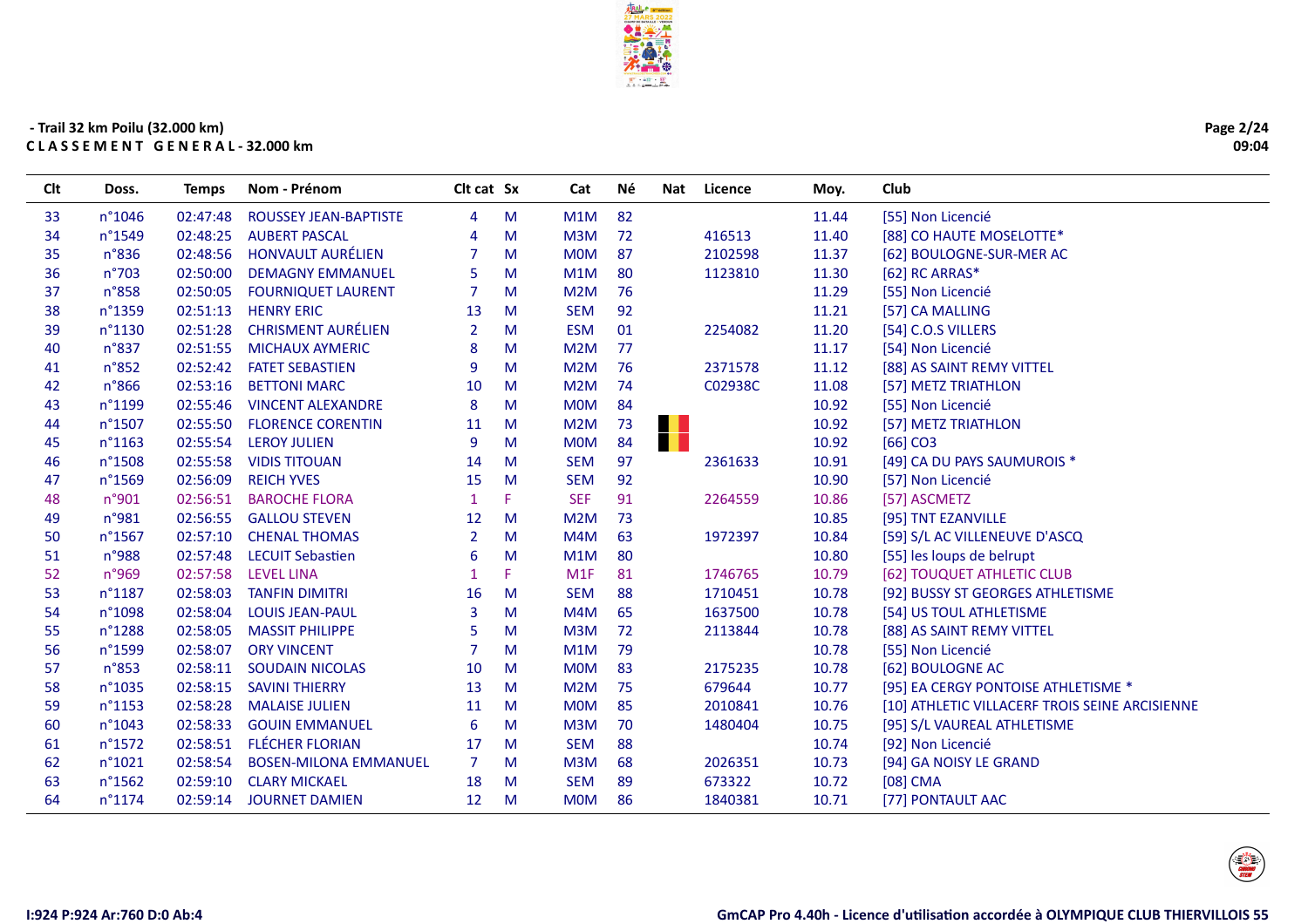- Trail 32 km Poilu (32.000 km)
**C L A S S E M E N T   G E N E R A L - 32.000 km**

| Clt | Doss. | Temps | Nom - Prénom | Clt cat | Sx | Cat | Né | Nat | Licence | Moy. | Club |
|---|---|---|---|---|---|---|---|---|---|---|---|
| 33 | n°1046 | 02:47:48 | ROUSSEY JEAN-BAPTISTE | 4 | M | M1M | 82 | | | 11.44 | [55] Non Licencié |
| 34 | n°1549 | 02:48:25 | AUBERT PASCAL | 4 | M | M3M | 72 | | 416513 | 11.40 | [88] CO HAUTE MOSELOTTE* |
| 35 | n°836 | 02:48:56 | HONVAULT AURÉLIEN | 7 | M | M0M | 87 | | 2102598 | 11.37 | [62] BOULOGNE-SUR-MER AC |
| 36 | n°703 | 02:50:00 | DEMAGNY EMMANUEL | 5 | M | M1M | 80 | | 1123810 | 11.30 | [62] RC ARRAS* |
| 37 | n°858 | 02:50:05 | FOURNIQUET LAURENT | 7 | M | M2M | 76 | | | 11.29 | [55] Non Licencié |
| 38 | n°1359 | 02:51:13 | HENRY ERIC | 13 | M | SEM | 92 | | | 11.21 | [57] CA MALLING |
| 39 | n°1130 | 02:51:28 | CHRISMENT AURÉLIEN | 2 | M | ESM | 01 | | 2254082 | 11.20 | [54] C.O.S VILLERS |
| 40 | n°837 | 02:51:55 | MICHAUX AYMERIC | 8 | M | M2M | 77 | | | 11.17 | [54] Non Licencié |
| 41 | n°852 | 02:52:42 | FATET SEBASTIEN | 9 | M | M2M | 76 | | 2371578 | 11.12 | [88] AS SAINT REMY VITTEL |
| 42 | n°866 | 02:53:16 | BETTONI MARC | 10 | M | M2M | 74 | | C02938C | 11.08 | [57] METZ TRIATHLON |
| 43 | n°1199 | 02:55:46 | VINCENT ALEXANDRE | 8 | M | M0M | 84 | | | 10.92 | [55] Non Licencié |
| 44 | n°1507 | 02:55:50 | FLORENCE CORENTIN | 11 | M | M2M | 73 | BEL | | 10.92 | [57] METZ TRIATHLON |
| 45 | n°1163 | 02:55:54 | LEROY JULIEN | 9 | M | M0M | 84 | BEL | | 10.92 | [66] CO3 |
| 46 | n°1508 | 02:55:58 | VIDIS TITOUAN | 14 | M | SEM | 97 | | 2361633 | 10.91 | [49] CA DU PAYS SAUMUROIS * |
| 47 | n°1569 | 02:56:09 | REICH YVES | 15 | M | SEM | 92 | | | 10.90 | [57] Non Licencié |
| 48 | n°901 | 02:56:51 | BAROCHE FLORA | 1 | F | SEF | 91 | | 2264559 | 10.86 | [57] ASCMETZ |
| 49 | n°981 | 02:56:55 | GALLOU STEVEN | 12 | M | M2M | 73 | | | 10.85 | [95] TNT EZANVILLE |
| 50 | n°1567 | 02:57:10 | CHENAL THOMAS | 2 | M | M4M | 63 | | 1972397 | 10.84 | [59] S/L AC VILLENEUVE D'ASCQ |
| 51 | n°988 | 02:57:48 | LECUIT Sebastien | 6 | M | M1M | 80 | | | 10.80 | [55] les loups de belrupt |
| 52 | n°969 | 02:57:58 | LEVEL LINA | 1 | F | M1F | 81 | | 1746765 | 10.79 | [62] TOUQUET ATHLETIC CLUB |
| 53 | n°1187 | 02:58:03 | TANFIN DIMITRI | 16 | M | SEM | 88 | | 1710451 | 10.78 | [92] BUSSY ST GEORGES ATHLETISME |
| 54 | n°1098 | 02:58:04 | LOUIS JEAN-PAUL | 3 | M | M4M | 65 | | 1637500 | 10.78 | [54] US TOUL ATHLETISME |
| 55 | n°1288 | 02:58:05 | MASSIT PHILIPPE | 5 | M | M3M | 72 | | 2113844 | 10.78 | [88] AS SAINT REMY VITTEL |
| 56 | n°1599 | 02:58:07 | ORY VINCENT | 7 | M | M1M | 79 | | | 10.78 | [55] Non Licencié |
| 57 | n°853 | 02:58:11 | SOUDAIN NICOLAS | 10 | M | M0M | 83 | | 2175235 | 10.78 | [62] BOULOGNE AC |
| 58 | n°1035 | 02:58:15 | SAVINI THIERRY | 13 | M | M2M | 75 | | 679644 | 10.77 | [95] EA CERGY PONTOISE ATHLETISME * |
| 59 | n°1153 | 02:58:28 | MALAISE JULIEN | 11 | M | M0M | 85 | | 2010841 | 10.76 | [10] ATHLETIC VILLACERF TROIS SEINE ARCISIENNE |
| 60 | n°1043 | 02:58:33 | GOUIN EMMANUEL | 6 | M | M3M | 70 | | 1480404 | 10.75 | [95] S/L VAUREAL ATHLETISME |
| 61 | n°1572 | 02:58:51 | FLÉCHER FLORIAN | 17 | M | SEM | 88 | | | 10.74 | [92] Non Licencié |
| 62 | n°1021 | 02:58:54 | BOSEN-MILONA EMMANUEL | 7 | M | M3M | 68 | | 2026351 | 10.73 | [94] GA NOISY LE GRAND |
| 63 | n°1562 | 02:59:10 | CLARY MICKAEL | 18 | M | SEM | 89 | | 673322 | 10.72 | [08] CMA |
| 64 | n°1174 | 02:59:14 | JOURNET DAMIEN | 12 | M | M0M | 86 | | 1840381 | 10.71 | [77] PONTAULT AAC |

I:924 P:924 Ar:760 D:0 Ab:4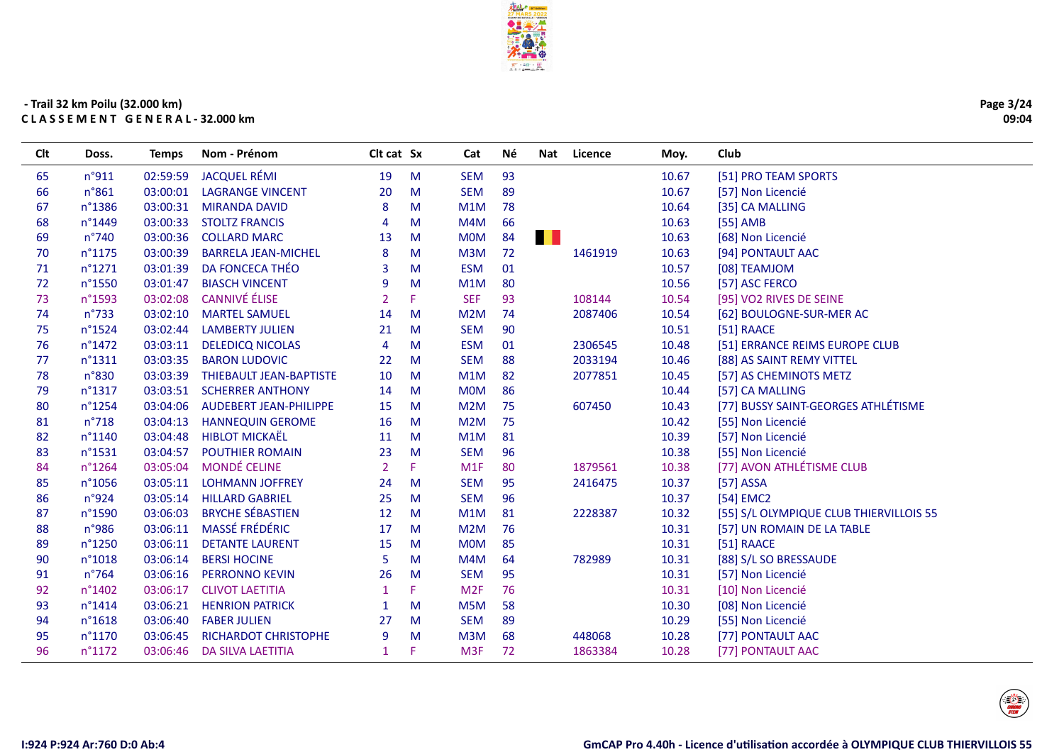- Trail 32 km Poilu (32.000 km)
**C L A S S E M E N T   G E N E R A L - 32.000 km**

| Clt | Doss. | Temps | Nom - Prénom | Clt cat | Sx | Cat | Né | Nat | Licence | Moy. | Club |
|---|---|---|---|---|---|---|---|---|---|---|---|
| 65 | n°911 | 02:59:59 | JACQUEL RÉMI | 19 | M | SEM | 93 | | | 10.67 | [51] PRO TEAM SPORTS |
| 66 | n°861 | 03:00:01 | LAGRANGE VINCENT | 20 | M | SEM | 89 | | | 10.67 | [57] Non Licencié |
| 67 | n°1386 | 03:00:31 | MIRANDA DAVID | 8 | M | M1M | 78 | | | 10.64 | [35] CA MALLING |
| 68 | n°1449 | 03:00:33 | STOLTZ FRANCIS | 4 | M | M4M | 66 | | | 10.63 | [55] AMB |
| 69 | n°740 | 03:00:36 | COLLARD MARC | 13 | M | M0M | 84 | BEL | | 10.63 | [68] Non Licencié |
| 70 | n°1175 | 03:00:39 | BARRELA JEAN-MICHEL | 8 | M | M3M | 72 | | 1461919 | 10.63 | [94] PONTAULT AAC |
| 71 | n°1271 | 03:01:39 | DA FONCECA THÉO | 3 | M | ESM | 01 | | | 10.57 | [08] TEAMJOM |
| 72 | n°1550 | 03:01:47 | BIASCH VINCENT | 9 | M | M1M | 80 | | | 10.56 | [57] ASC FERCO |
| 73 | n°1593 | 03:02:08 | CANNIVÉ ÉLISE | 2 | F | SEF | 93 | | 108144 | 10.54 | [95] VO2 RIVES DE SEINE |
| 74 | n°733 | 03:02:10 | MARTEL SAMUEL | 14 | M | M2M | 74 | | 2087406 | 10.54 | [62] BOULOGNE-SUR-MER AC |
| 75 | n°1524 | 03:02:44 | LAMBERTY JULIEN | 21 | M | SEM | 90 | | | 10.51 | [51] RAACE |
| 76 | n°1472 | 03:03:11 | DELEDICQ NICOLAS | 4 | M | ESM | 01 | | 2306545 | 10.48 | [51] ERRANCE REIMS EUROPE CLUB |
| 77 | n°1311 | 03:03:35 | BARON LUDOVIC | 22 | M | SEM | 88 | | 2033194 | 10.46 | [88] AS SAINT REMY VITTEL |
| 78 | n°830 | 03:03:39 | THIEBAULT JEAN-BAPTISTE | 10 | M | M1M | 82 | | 2077851 | 10.45 | [57] AS CHEMINOTS METZ |
| 79 | n°1317 | 03:03:51 | SCHERRER ANTHONY | 14 | M | M0M | 86 | | | 10.44 | [57] CA MALLING |
| 80 | n°1254 | 03:04:06 | AUDEBERT JEAN-PHILIPPE | 15 | M | M2M | 75 | | 607450 | 10.43 | [77] BUSSY SAINT-GEORGES ATHLÉTISME |
| 81 | n°718 | 03:04:13 | HANNEQUIN GEROME | 16 | M | M2M | 75 | | | 10.42 | [55] Non Licencié |
| 82 | n°1140 | 03:04:48 | HIBLOT MICKAËL | 11 | M | M1M | 81 | | | 10.39 | [57] Non Licencié |
| 83 | n°1531 | 03:04:57 | POUTHIER ROMAIN | 23 | M | SEM | 96 | | | 10.38 | [55] Non Licencié |
| 84 | n°1264 | 03:05:04 | MONDÉ CELINE | 2 | F | M1F | 80 | | 1879561 | 10.38 | [77] AVON ATHLÉTISME CLUB |
| 85 | n°1056 | 03:05:11 | LOHMANN JOFFREY | 24 | M | SEM | 95 | | 2416475 | 10.37 | [57] ASSA |
| 86 | n°924 | 03:05:14 | HILLARD GABRIEL | 25 | M | SEM | 96 | | | 10.37 | [54] EMC2 |
| 87 | n°1590 | 03:06:03 | BRYCHE SÉBASTIEN | 12 | M | M1M | 81 | | 2228387 | 10.32 | [55] S/L OLYMPIQUE CLUB THIERVILLOIS 55 |
| 88 | n°986 | 03:06:11 | MASSÉ FRÉDÉRIC | 17 | M | M2M | 76 | | | 10.31 | [57] UN ROMAIN DE LA TABLE |
| 89 | n°1250 | 03:06:11 | DETANTE LAURENT | 15 | M | M0M | 85 | | | 10.31 | [51] RAACE |
| 90 | n°1018 | 03:06:14 | BERSI HOCINE | 5 | M | M4M | 64 | | 782989 | 10.31 | [88] S/L SO BRESSAUDE |
| 91 | n°764 | 03:06:16 | PERRONNO KEVIN | 26 | M | SEM | 95 | | | 10.31 | [57] Non Licencié |
| 92 | n°1402 | 03:06:17 | CLIVOT LAETITIA | 1 | F | M2F | 76 | | | 10.31 | [10] Non Licencié |
| 93 | n°1414 | 03:06:21 | HENRION PATRICK | 1 | M | M5M | 58 | | | 10.30 | [08] Non Licencié |
| 94 | n°1618 | 03:06:40 | FABER JULIEN | 27 | M | SEM | 89 | | | 10.29 | [55] Non Licencié |
| 95 | n°1170 | 03:06:45 | RICHARDOT CHRISTOPHE | 9 | M | M3M | 68 | | 448068 | 10.28 | [77] PONTAULT AAC |
| 96 | n°1172 | 03:06:46 | DA SILVA LAETITIA | 1 | F | M3F | 72 | | 1863384 | 10.28 | [77] PONTAULT AAC |

I:924 P:924 Ar:760 D:0 Ab:4

GmCAP Pro 4.40h - Licence d'utilisation accordée à OLYMPIQUE CLUB THIERVILLOIS 55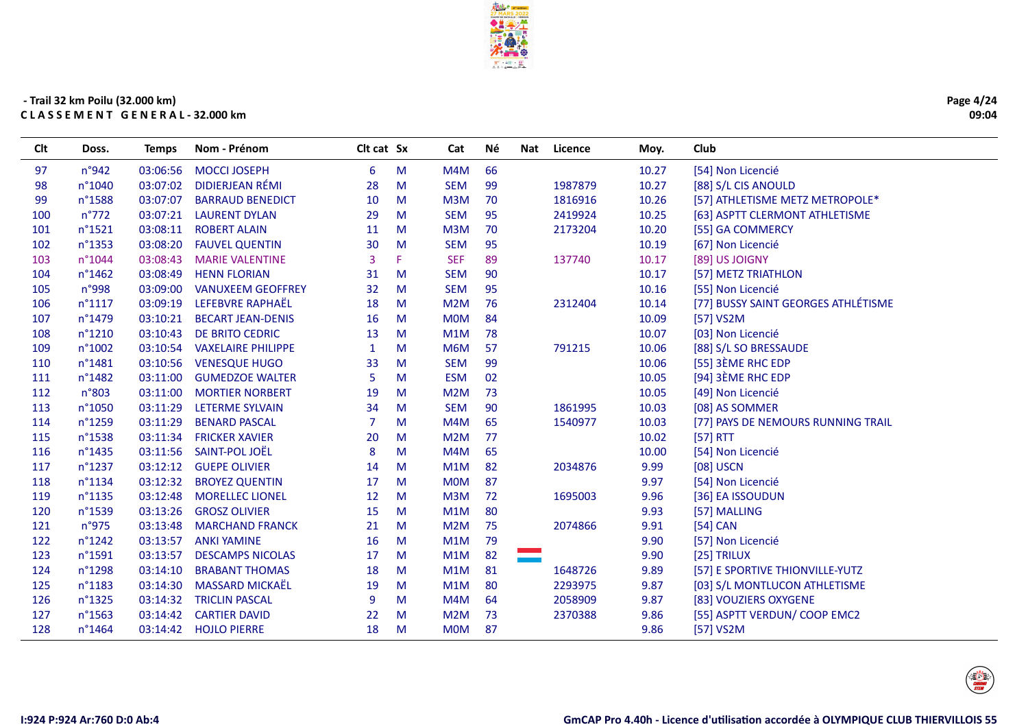- Trail 32 km Poilu (32.000 km)

**C L A S S E M E N T   G E N E R A L - 32.000 km**

| Clt | Doss. | Temps | Nom - Prénom | Clt cat | Sx | Cat | Né | Nat | Licence | Moy. | Club |
|---|---|---|---|---|---|---|---|---|---|---|---|
| 97 | n°942 | 03:06:56 | MOCCI JOSEPH | 6 | M | M4M | 66 | | | 10.27 | [54] Non Licencié |
| 98 | n°1040 | 03:07:02 | DIDIERJEAN RÉMI | 28 | M | SEM | 99 | | 1987879 | 10.27 | [88] S/L CIS ANOULD |
| 99 | n°1588 | 03:07:07 | BARRAUD BENEDICT | 10 | M | M3M | 70 | | 1816916 | 10.26 | [57] ATHLETISME METZ METROPOLE* |
| 100 | n°772 | 03:07:21 | LAURENT DYLAN | 29 | M | SEM | 95 | | 2419924 | 10.25 | [63] ASPTT CLERMONT ATHLETISME |
| 101 | n°1521 | 03:08:11 | ROBERT ALAIN | 11 | M | M3M | 70 | | 2173204 | 10.20 | [55] GA COMMERCY |
| 102 | n°1353 | 03:08:20 | FAUVEL QUENTIN | 30 | M | SEM | 95 | | | 10.19 | [67] Non Licencié |
| 103 | n°1044 | 03:08:43 | MARIE VALENTINE | 3 | F | SEF | 89 | | 137740 | 10.17 | [89] US JOIGNY |
| 104 | n°1462 | 03:08:49 | HENN FLORIAN | 31 | M | SEM | 90 | | | 10.17 | [57] METZ TRIATHLON |
| 105 | n°998 | 03:09:00 | VANUXEEM GEOFFREY | 32 | M | SEM | 95 | | | 10.16 | [55] Non Licencié |
| 106 | n°1117 | 03:09:19 | LEFEBVRE RAPHAËL | 18 | M | M2M | 76 | | 2312404 | 10.14 | [77] BUSSY SAINT GEORGES ATHLÉTISME |
| 107 | n°1479 | 03:10:21 | BECART JEAN-DENIS | 16 | M | M0M | 84 | | | 10.09 | [57] VS2M |
| 108 | n°1210 | 03:10:43 | DE BRITO CEDRIC | 13 | M | M1M | 78 | | | 10.07 | [03] Non Licencié |
| 109 | n°1002 | 03:10:54 | VAXELAIRE PHILIPPE | 1 | M | M6M | 57 | | 791215 | 10.06 | [88] S/L SO BRESSAUDE |
| 110 | n°1481 | 03:10:56 | VENESQUE HUGO | 33 | M | SEM | 99 | | | 10.06 | [55] 3ÈME RHC EDP |
| 111 | n°1482 | 03:11:00 | GUMEDZOE WALTER | 5 | M | ESM | 02 | | | 10.05 | [94] 3ÈME RHC EDP |
| 112 | n°803 | 03:11:00 | MORTIER NORBERT | 19 | M | M2M | 73 | | | 10.05 | [49] Non Licencié |
| 113 | n°1050 | 03:11:29 | LETERME SYLVAIN | 34 | M | SEM | 90 | | 1861995 | 10.03 | [08] AS SOMMER |
| 114 | n°1259 | 03:11:29 | BENARD PASCAL | 7 | M | M4M | 65 | | 1540977 | 10.03 | [77] PAYS DE NEMOURS RUNNING TRAIL |
| 115 | n°1538 | 03:11:34 | FRICKER XAVIER | 20 | M | M2M | 77 | | | 10.02 | [57] RTT |
| 116 | n°1435 | 03:11:56 | SAINT-POL JOËL | 8 | M | M4M | 65 | | | 10.00 | [54] Non Licencié |
| 117 | n°1237 | 03:12:12 | GUEPE OLIVIER | 14 | M | M1M | 82 | | 2034876 | 9.99 | [08] USCN |
| 118 | n°1134 | 03:12:32 | BROYEZ QUENTIN | 17 | M | M0M | 87 | | | 9.97 | [54] Non Licencié |
| 119 | n°1135 | 03:12:48 | MORELLEC LIONEL | 12 | M | M3M | 72 | | 1695003 | 9.96 | [36] EA ISSOUDUN |
| 120 | n°1539 | 03:13:26 | GROSZ OLIVIER | 15 | M | M1M | 80 | | | 9.93 | [57] MALLING |
| 121 | n°975 | 03:13:48 | MARCHAND FRANCK | 21 | M | M2M | 75 | | 2074866 | 9.91 | [54] CAN |
| 122 | n°1242 | 03:13:57 | ANKI YAMINE | 16 | M | M1M | 79 | | | 9.90 | [57] Non Licencié |
| 123 | n°1591 | 03:13:57 | DESCAMPS NICOLAS | 17 | M | M1M | 82 | LUX | | 9.90 | [25] TRILUX |
| 124 | n°1298 | 03:14:10 | BRABANT THOMAS | 18 | M | M1M | 81 | | 1648726 | 9.89 | [57] E SPORTIVE THIONVILLE-YUTZ |
| 125 | n°1183 | 03:14:30 | MASSARD MICKAËL | 19 | M | M1M | 80 | | 2293975 | 9.87 | [03] S/L MONTLUCON ATHLETISME |
| 126 | n°1325 | 03:14:32 | TRICLIN PASCAL | 9 | M | M4M | 64 | | 2058909 | 9.87 | [83] VOUZIERS OXYGENE |
| 127 | n°1563 | 03:14:42 | CARTIER DAVID | 22 | M | M2M | 73 | | 2370388 | 9.86 | [55] ASPTT VERDUN/ COOP EMC2 |
| 128 | n°1464 | 03:14:42 | HOJLO PIERRE | 18 | M | M0M | 87 | | | 9.86 | [57] VS2M |

I:924 P:924 Ar:760 D:0 Ab:4

GmCAP Pro 4.40h - Licence d'utilisation accordée à OLYMPIQUE CLUB THIERVILLOIS 55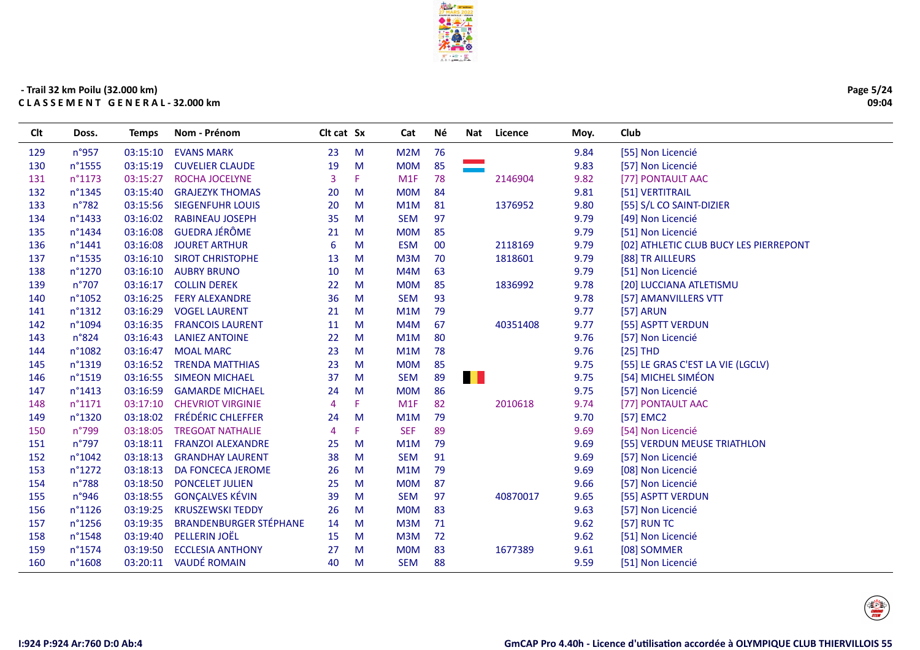- Trail 32 km Poilu (32.000 km)

**C L A S S E M E N T   G E N E R A L - 32.000 km**

| Clt | Doss. | Temps | Nom - Prénom | Clt cat | Sx | Cat | Né | Nat | Licence | Moy. | Club |
|---|---|---|---|---|---|---|---|---|---|---|---|
| 129 | n°957 | 03:15:10 | EVANS MARK | 23 | M | M2M | 76 | | | 9.84 | [55] Non Licencié |
| 130 | n°1555 | 03:15:19 | CUVELIER CLAUDE | 19 | M | M0M | 85 | | | 9.83 | [57] Non Licencié |
| 131 | n°1173 | 03:15:27 | ROCHA JOCELYNE | 3 | F | M1F | 78 | | 2146904 | 9.82 | [77] PONTAULT AAC |
| 132 | n°1345 | 03:15:40 | GRAJEZYK THOMAS | 20 | M | M0M | 84 | | | 9.81 | [51] VERTITRAIL |
| 133 | n°782 | 03:15:56 | SIEGENFUHR LOUIS | 20 | M | M1M | 81 | | 1376952 | 9.80 | [55] S/L CO SAINT-DIZIER |
| 134 | n°1433 | 03:16:02 | RABINEAU JOSEPH | 35 | M | SEM | 97 | | | 9.79 | [49] Non Licencié |
| 135 | n°1434 | 03:16:08 | GUEDRA JÉRÔME | 21 | M | M0M | 85 | | | 9.79 | [51] Non Licencié |
| 136 | n°1441 | 03:16:08 | JOURET ARTHUR | 6 | M | ESM | 00 | | 2118169 | 9.79 | [02] ATHLETIC CLUB BUCY LES PIERREPONT |
| 137 | n°1535 | 03:16:10 | SIROT CHRISTOPHE | 13 | M | M3M | 70 | | 1818601 | 9.79 | [88] TR AILLEURS |
| 138 | n°1270 | 03:16:10 | AUBRY BRUNO | 10 | M | M4M | 63 | | | 9.79 | [51] Non Licencié |
| 139 | n°707 | 03:16:17 | COLLIN DEREK | 22 | M | M0M | 85 | | 1836992 | 9.78 | [20] LUCCIANA ATLETISMU |
| 140 | n°1052 | 03:16:25 | FERY ALEXANDRE | 36 | M | SEM | 93 | | | 9.78 | [57] AMANVILLERS VTT |
| 141 | n°1312 | 03:16:29 | VOGEL LAURENT | 21 | M | M1M | 79 | | | 9.77 | [57] ARUN |
| 142 | n°1094 | 03:16:35 | FRANCOIS LAURENT | 11 | M | M4M | 67 | | 40351408 | 9.77 | [55] ASPTT VERDUN |
| 143 | n°824 | 03:16:43 | LANIEZ ANTOINE | 22 | M | M1M | 80 | | | 9.76 | [57] Non Licencié |
| 144 | n°1082 | 03:16:47 | MOAL MARC | 23 | M | M1M | 78 | | | 9.76 | [25] THD |
| 145 | n°1319 | 03:16:52 | TRENDA MATTHIAS | 23 | M | M0M | 85 | | | 9.75 | [55] LE GRAS C'EST LA VIE (LGCLV) |
| 146 | n°1519 | 03:16:55 | SIMEON MICHAEL | 37 | M | SEM | 89 | | | 9.75 | [54] MICHEL SIMÉON |
| 147 | n°1413 | 03:16:59 | GAMARDE MICHAEL | 24 | M | M0M | 86 | | | 9.75 | [57] Non Licencié |
| 148 | n°1171 | 03:17:10 | CHEVRIOT VIRGINIE | 4 | F | M1F | 82 | | 2010618 | 9.74 | [77] PONTAULT AAC |
| 149 | n°1320 | 03:18:02 | FRÉDÉRIC CHLEFFER | 24 | M | M1M | 79 | | | 9.70 | [57] EMC2 |
| 150 | n°799 | 03:18:05 | TREGOAT NATHALIE | 4 | F | SEF | 89 | | | 9.69 | [54] Non Licencié |
| 151 | n°797 | 03:18:11 | FRANZOI ALEXANDRE | 25 | M | M1M | 79 | | | 9.69 | [55] VERDUN MEUSE TRIATHLON |
| 152 | n°1042 | 03:18:13 | GRANDHAY LAURENT | 38 | M | SEM | 91 | | | 9.69 | [57] Non Licencié |
| 153 | n°1272 | 03:18:13 | DA FONCECA JEROME | 26 | M | M1M | 79 | | | 9.69 | [08] Non Licencié |
| 154 | n°788 | 03:18:50 | PONCELET JULIEN | 25 | M | M0M | 87 | | | 9.66 | [57] Non Licencié |
| 155 | n°946 | 03:18:55 | GONÇALVES KÉVIN | 39 | M | SEM | 97 | | 40870017 | 9.65 | [55] ASPTT VERDUN |
| 156 | n°1126 | 03:19:25 | KRUSZEWSKI TEDDY | 26 | M | M0M | 83 | | | 9.63 | [57] Non Licencié |
| 157 | n°1256 | 03:19:35 | BRANDENBURGER STÉPHANE | 14 | M | M3M | 71 | | | 9.62 | [57] RUN TC |
| 158 | n°1548 | 03:19:40 | PELLERIN JOËL | 15 | M | M3M | 72 | | | 9.62 | [51] Non Licencié |
| 159 | n°1574 | 03:19:50 | ECCLESIA ANTHONY | 27 | M | M0M | 83 | | 1677389 | 9.61 | [08] SOMMER |
| 160 | n°1608 | 03:20:11 | VAUDÉ ROMAIN | 40 | M | SEM | 88 | | | 9.59 | [51] Non Licencié |

I:924 P:924 Ar:760 D:0 Ab:4

GmCAP Pro 4.40h - Licence d'utilisation accordée à OLYMPIQUE CLUB THIERVILLOIS 55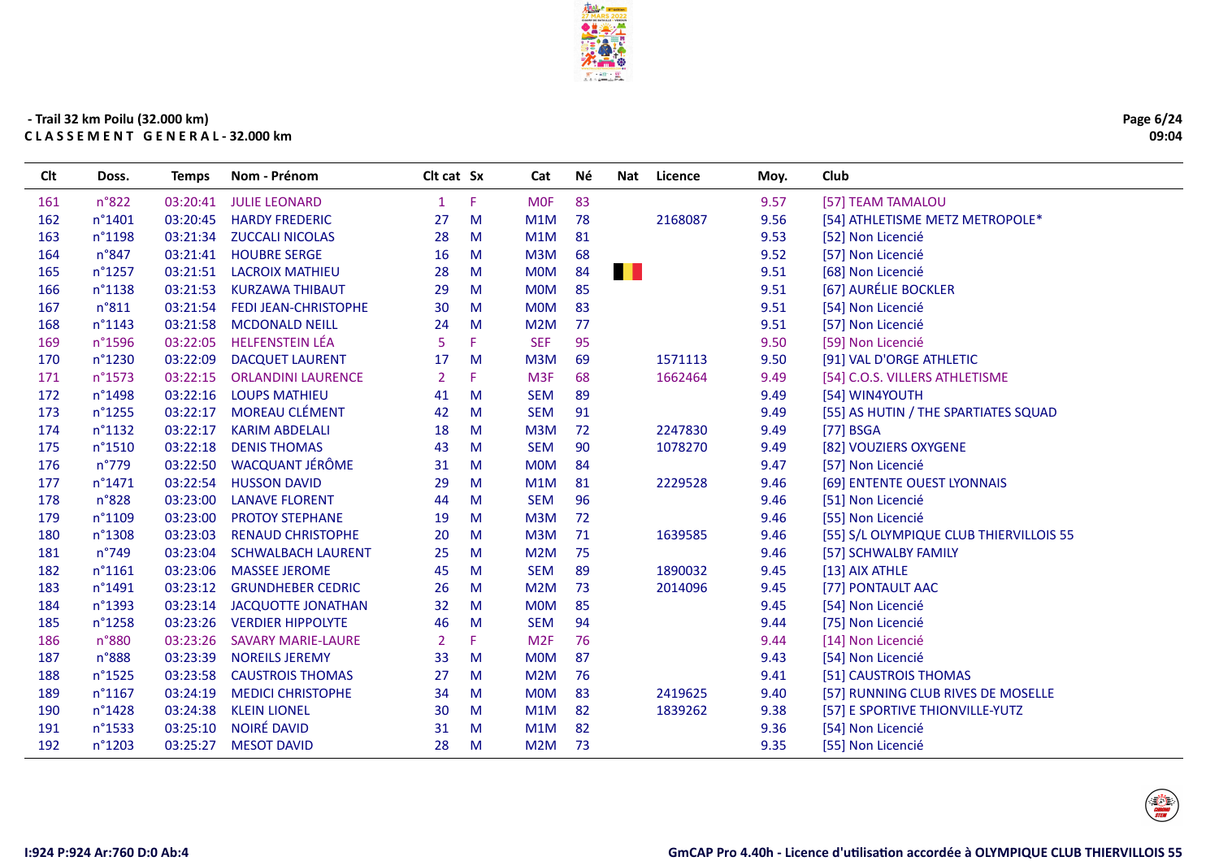**- Trail 32 km Poilu (32.000 km)**
**C L A S S E M E N T   G E N E R A L - 32.000 km**

| Clt | Doss. | Temps | Nom - Prénom | Clt cat | Sx | Cat | Né | Nat | Licence | Moy. | Club |
|---|---|---|---|---|---|---|---|---|---|---|---|
| 161 | n°822 | 03:20:41 | JULIE LEONARD | 1 | F | M0F | 83 | | | 9.57 | [57] TEAM TAMALOU |
| 162 | n°1401 | 03:20:45 | HARDY FREDERIC | 27 | M | M1M | 78 | | 2168087 | 9.56 | [54] ATHLETISME METZ METROPOLE* |
| 163 | n°1198 | 03:21:34 | ZUCCALI NICOLAS | 28 | M | M1M | 81 | | | 9.53 | [52] Non Licencié |
| 164 | n°847 | 03:21:41 | HOUBRE SERGE | 16 | M | M3M | 68 | | | 9.52 | [57] Non Licencié |
| 165 | n°1257 | 03:21:51 | LACROIX MATHIEU | 28 | M | M0M | 84 | BEL | | 9.51 | [68] Non Licencié |
| 166 | n°1138 | 03:21:53 | KURZAWA THIBAUT | 29 | M | M0M | 85 | | | 9.51 | [67] AURÉLIE BOCKLER |
| 167 | n°811 | 03:21:54 | FEDI JEAN-CHRISTOPHE | 30 | M | M0M | 83 | | | 9.51 | [54] Non Licencié |
| 168 | n°1143 | 03:21:58 | MCDONALD NEILL | 24 | M | M2M | 77 | | | 9.51 | [57] Non Licencié |
| 169 | n°1596 | 03:22:05 | HELFENSTEIN LÉA | 5 | F | SEF | 95 | | | 9.50 | [59] Non Licencié |
| 170 | n°1230 | 03:22:09 | DACQUET LAURENT | 17 | M | M3M | 69 | | 1571113 | 9.50 | [91] VAL D'ORGE ATHLETIC |
| 171 | n°1573 | 03:22:15 | ORLANDINI LAURENCE | 2 | F | M3F | 68 | | 1662464 | 9.49 | [54] C.O.S. VILLERS ATHLETISME |
| 172 | n°1498 | 03:22:16 | LOUPS MATHIEU | 41 | M | SEM | 89 | | | 9.49 | [54] WIN4YOUTH |
| 173 | n°1255 | 03:22:17 | MOREAU CLÉMENT | 42 | M | SEM | 91 | | | 9.49 | [55] AS HUTIN / THE SPARTIATES SQUAD |
| 174 | n°1132 | 03:22:17 | KARIM ABDELALI | 18 | M | M3M | 72 | | 2247830 | 9.49 | [77] BSGA |
| 175 | n°1510 | 03:22:18 | DENIS THOMAS | 43 | M | SEM | 90 | | 1078270 | 9.49 | [82] VOUZIERS OXYGENE |
| 176 | n°779 | 03:22:50 | WACQUANT JÉRÔME | 31 | M | M0M | 84 | | | 9.47 | [57] Non Licencié |
| 177 | n°1471 | 03:22:54 | HUSSON DAVID | 29 | M | M1M | 81 | | 2229528 | 9.46 | [69] ENTENTE OUEST LYONNAIS |
| 178 | n°828 | 03:23:00 | LANAVE FLORENT | 44 | M | SEM | 96 | | | 9.46 | [51] Non Licencié |
| 179 | n°1109 | 03:23:00 | PROTOY STEPHANE | 19 | M | M3M | 72 | | | 9.46 | [55] Non Licencié |
| 180 | n°1308 | 03:23:03 | RENAUD CHRISTOPHE | 20 | M | M3M | 71 | | 1639585 | 9.46 | [55] S/L OLYMPIQUE CLUB THIERVILLOIS 55 |
| 181 | n°749 | 03:23:04 | SCHWALBACH LAURENT | 25 | M | M2M | 75 | | | 9.46 | [57] SCHWALBY FAMILY |
| 182 | n°1161 | 03:23:06 | MASSEE JEROME | 45 | M | SEM | 89 | | 1890032 | 9.45 | [13] AIX ATHLE |
| 183 | n°1491 | 03:23:12 | GRUNDHEBER CEDRIC | 26 | M | M2M | 73 | | 2014096 | 9.45 | [77] PONTAULT AAC |
| 184 | n°1393 | 03:23:14 | JACQUOTTE JONATHAN | 32 | M | M0M | 85 | | | 9.45 | [54] Non Licencié |
| 185 | n°1258 | 03:23:26 | VERDIER HIPPOLYTE | 46 | M | SEM | 94 | | | 9.44 | [75] Non Licencié |
| 186 | n°880 | 03:23:26 | SAVARY MARIE-LAURE | 2 | F | M2F | 76 | | | 9.44 | [14] Non Licencié |
| 187 | n°888 | 03:23:39 | NOREILS JEREMY | 33 | M | M0M | 87 | | | 9.43 | [54] Non Licencié |
| 188 | n°1525 | 03:23:58 | CAUSTROIS THOMAS | 27 | M | M2M | 76 | | | 9.41 | [51] CAUSTROIS THOMAS |
| 189 | n°1167 | 03:24:19 | MEDICI CHRISTOPHE | 34 | M | M0M | 83 | | 2419625 | 9.40 | [57] RUNNING CLUB RIVES DE MOSELLE |
| 190 | n°1428 | 03:24:38 | KLEIN LIONEL | 30 | M | M1M | 82 | | 1839262 | 9.38 | [57] E SPORTIVE THIONVILLE-YUTZ |
| 191 | n°1533 | 03:25:10 | NOIRÉ DAVID | 31 | M | M1M | 82 | | | 9.36 | [54] Non Licencié |
| 192 | n°1203 | 03:25:27 | MESOT DAVID | 28 | M | M2M | 73 | | | 9.35 | [55] Non Licencié |

I:924 P:924 Ar:760 D:0 Ab:4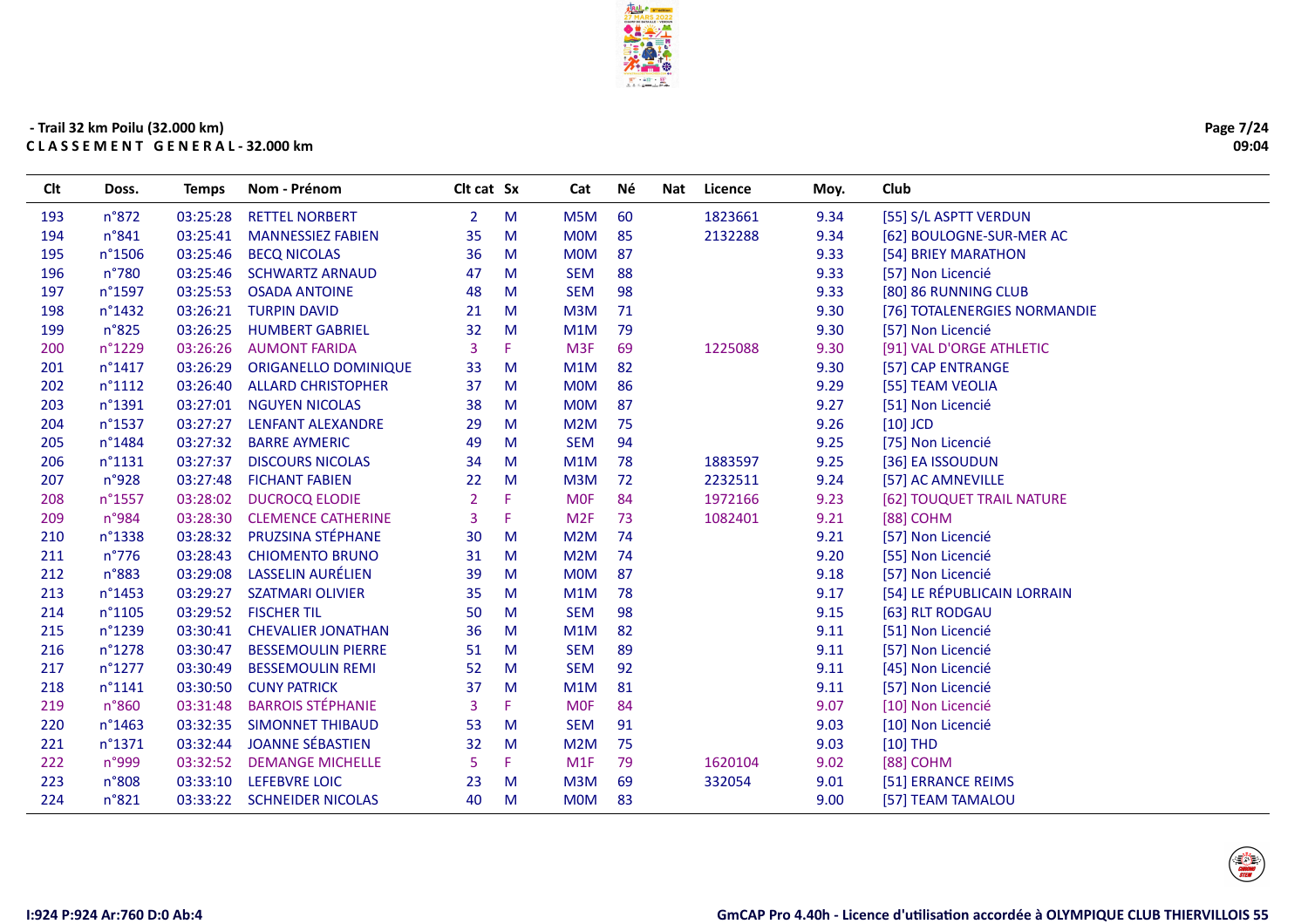- Trail 32 km Poilu (32.000 km)
**C L A S S E M E N T   G E N E R A L - 32.000 km**

| Clt | Doss. | Temps | Nom - Prénom | Clt cat | Sx | Cat | Né | Nat | Licence | Moy. | Club |
|---|---|---|---|---|---|---|---|---|---|---|---|
| 193 | n°872 | 03:25:28 | RETTEL NORBERT | 2 | M | M5M | 60 | | 1823661 | 9.34 | [55] S/L ASPTT VERDUN |
| 194 | n°841 | 03:25:41 | MANNESSIEZ FABIEN | 35 | M | M0M | 85 | | 2132288 | 9.34 | [62] BOULOGNE-SUR-MER AC |
| 195 | n°1506 | 03:25:46 | BECQ NICOLAS | 36 | M | M0M | 87 | | | 9.33 | [54] BRIEY MARATHON |
| 196 | n°780 | 03:25:46 | SCHWARTZ ARNAUD | 47 | M | SEM | 88 | | | 9.33 | [57] Non Licencié |
| 197 | n°1597 | 03:25:53 | OSADA ANTOINE | 48 | M | SEM | 98 | | | 9.33 | [80] 86 RUNNING CLUB |
| 198 | n°1432 | 03:26:21 | TURPIN DAVID | 21 | M | M3M | 71 | | | 9.30 | [76] TOTALENERGIES NORMANDIE |
| 199 | n°825 | 03:26:25 | HUMBERT GABRIEL | 32 | M | M1M | 79 | | | 9.30 | [57] Non Licencié |
| 200 | n°1229 | 03:26:26 | AUMONT FARIDA | 3 | F | M3F | 69 | | 1225088 | 9.30 | [91] VAL D'ORGE ATHLETIC |
| 201 | n°1417 | 03:26:29 | ORIGANELLO DOMINIQUE | 33 | M | M1M | 82 | | | 9.30 | [57] CAP ENTRANGE |
| 202 | n°1112 | 03:26:40 | ALLARD CHRISTOPHER | 37 | M | M0M | 86 | | | 9.29 | [55] TEAM VEOLIA |
| 203 | n°1391 | 03:27:01 | NGUYEN NICOLAS | 38 | M | M0M | 87 | | | 9.27 | [51] Non Licencié |
| 204 | n°1537 | 03:27:27 | LENFANT ALEXANDRE | 29 | M | M2M | 75 | | | 9.26 | [10] JCD |
| 205 | n°1484 | 03:27:32 | BARRE AYMERIC | 49 | M | SEM | 94 | | | 9.25 | [75] Non Licencié |
| 206 | n°1131 | 03:27:37 | DISCOURS NICOLAS | 34 | M | M1M | 78 | | 1883597 | 9.25 | [36] EA ISSOUDUN |
| 207 | n°928 | 03:27:48 | FICHANT FABIEN | 22 | M | M3M | 72 | | 2232511 | 9.24 | [57] AC AMNEVILLE |
| 208 | n°1557 | 03:28:02 | DUCROCQ ELODIE | 2 | F | M0F | 84 | | 1972166 | 9.23 | [62] TOUQUET TRAIL NATURE |
| 209 | n°984 | 03:28:30 | CLEMENCE CATHERINE | 3 | F | M2F | 73 | | 1082401 | 9.21 | [88] COHM |
| 210 | n°1338 | 03:28:32 | PRUZSINA STÉPHANE | 30 | M | M2M | 74 | | | 9.21 | [57] Non Licencié |
| 211 | n°776 | 03:28:43 | CHIOMENTO BRUNO | 31 | M | M2M | 74 | | | 9.20 | [55] Non Licencié |
| 212 | n°883 | 03:29:08 | LASSELIN AURÉLIEN | 39 | M | M0M | 87 | | | 9.18 | [57] Non Licencié |
| 213 | n°1453 | 03:29:27 | SZATMARI OLIVIER | 35 | M | M1M | 78 | | | 9.17 | [54] LE RÉPUBLICAIN LORRAIN |
| 214 | n°1105 | 03:29:52 | FISCHER TIL | 50 | M | SEM | 98 | | | 9.15 | [63] RLT RODGAU |
| 215 | n°1239 | 03:30:41 | CHEVALIER JONATHAN | 36 | M | M1M | 82 | | | 9.11 | [51] Non Licencié |
| 216 | n°1278 | 03:30:47 | BESSEMOULIN PIERRE | 51 | M | SEM | 89 | | | 9.11 | [57] Non Licencié |
| 217 | n°1277 | 03:30:49 | BESSEMOULIN REMI | 52 | M | SEM | 92 | | | 9.11 | [45] Non Licencié |
| 218 | n°1141 | 03:30:50 | CUNY PATRICK | 37 | M | M1M | 81 | | | 9.11 | [57] Non Licencié |
| 219 | n°860 | 03:31:48 | BARROIS STÉPHANIE | 3 | F | M0F | 84 | | | 9.07 | [10] Non Licencié |
| 220 | n°1463 | 03:32:35 | SIMONNET THIBAUD | 53 | M | SEM | 91 | | | 9.03 | [10] Non Licencié |
| 221 | n°1371 | 03:32:44 | JOANNE SÉBASTIEN | 32 | M | M2M | 75 | | | 9.03 | [10] THD |
| 222 | n°999 | 03:32:52 | DEMANGE MICHELLE | 5 | F | M1F | 79 | | 1620104 | 9.02 | [88] COHM |
| 223 | n°808 | 03:33:10 | LEFEBVRE LOIC | 23 | M | M3M | 69 | | 332054 | 9.01 | [51] ERRANCE REIMS |
| 224 | n°821 | 03:33:22 | SCHNEIDER NICOLAS | 40 | M | M0M | 83 | | | 9.00 | [57] TEAM TAMALOU |

I:924 P:924 Ar:760 D:0 Ab:4

GmCAP Pro 4.40h - Licence d'utilisation accordée à OLYMPIQUE CLUB THIERVILLOIS 55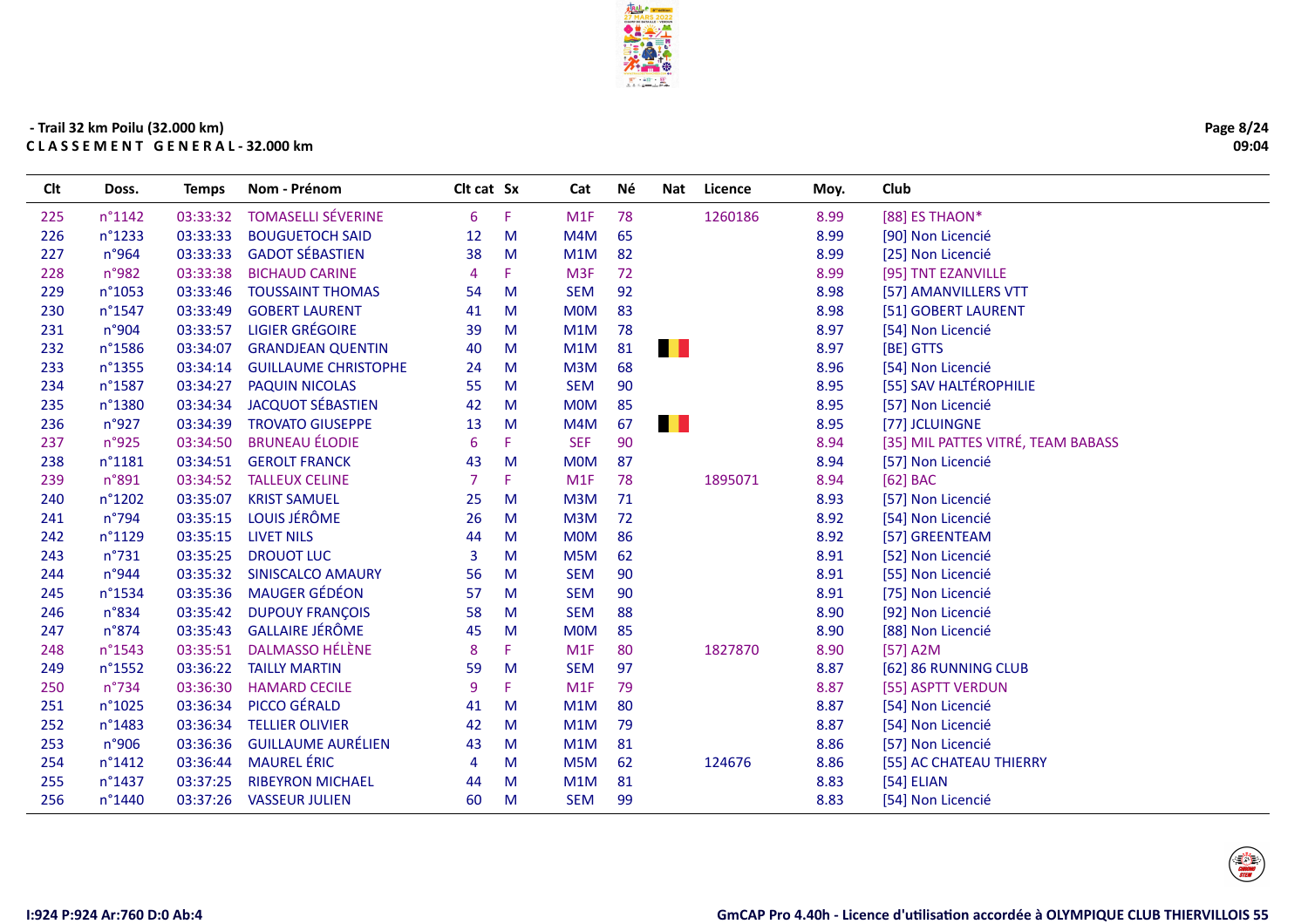- Trail 32 km Poilu (32.000 km)
**C L A S S E M E N T G E N E R A L - 32.000 km**

| Clt | Doss. | Temps | Nom - Prénom | Clt cat | Sx | Cat | Né | Nat | Licence | Moy. | Club |
|---|---|---|---|---|---|---|---|---|---|---|---|
| 225 | n°1142 | 03:33:32 | TOMASELLI SÉVERINE | 6 | F | M1F | 78 | | 1260186 | 8.99 | [88] ES THAON* |
| 226 | n°1233 | 03:33:33 | BOUGUETOCH SAID | 12 | M | M4M | 65 | | | 8.99 | [90] Non Licencié |
| 227 | n°964 | 03:33:33 | GADOT SÉBASTIEN | 38 | M | M1M | 82 | | | 8.99 | [25] Non Licencié |
| 228 | n°982 | 03:33:38 | BICHAUD CARINE | 4 | F | M3F | 72 | | | 8.99 | [95] TNT EZANVILLE |
| 229 | n°1053 | 03:33:46 | TOUSSAINT THOMAS | 54 | M | SEM | 92 | | | 8.98 | [57] AMANVILLERS VTT |
| 230 | n°1547 | 03:33:49 | GOBERT LAURENT | 41 | M | M0M | 83 | | | 8.98 | [51] GOBERT LAURENT |
| 231 | n°904 | 03:33:57 | LIGIER GRÉGOIRE | 39 | M | M1M | 78 | | | 8.97 | [54] Non Licencié |
| 232 | n°1586 | 03:34:07 | GRANDJEAN QUENTIN | 40 | M | M1M | 81 | BE | | 8.97 | [BE] GTTS |
| 233 | n°1355 | 03:34:14 | GUILLAUME CHRISTOPHE | 24 | M | M3M | 68 | | | 8.96 | [54] Non Licencié |
| 234 | n°1587 | 03:34:27 | PAQUIN NICOLAS | 55 | M | SEM | 90 | | | 8.95 | [55] SAV HALTÉROPHILIE |
| 235 | n°1380 | 03:34:34 | JACQUOT SÉBASTIEN | 42 | M | M0M | 85 | | | 8.95 | [57] Non Licencié |
| 236 | n°927 | 03:34:39 | TROVATO GIUSEPPE | 13 | M | M4M | 67 | BE | | 8.95 | [77] JCLUINGNE |
| 237 | n°925 | 03:34:50 | BRUNEAU ÉLODIE | 6 | F | SEF | 90 | | | 8.94 | [35] MIL PATTES VITRÉ, TEAM BABASS |
| 238 | n°1181 | 03:34:51 | GEROLT FRANCK | 43 | M | M0M | 87 | | | 8.94 | [57] Non Licencié |
| 239 | n°891 | 03:34:52 | TALLEUX CELINE | 7 | F | M1F | 78 | | 1895071 | 8.94 | [62] BAC |
| 240 | n°1202 | 03:35:07 | KRIST SAMUEL | 25 | M | M3M | 71 | | | 8.93 | [57] Non Licencié |
| 241 | n°794 | 03:35:15 | LOUIS JÉRÔME | 26 | M | M3M | 72 | | | 8.92 | [54] Non Licencié |
| 242 | n°1129 | 03:35:15 | LIVET NILS | 44 | M | M0M | 86 | | | 8.92 | [57] GREENTEAM |
| 243 | n°731 | 03:35:25 | DROUOT LUC | 3 | M | M5M | 62 | | | 8.91 | [52] Non Licencié |
| 244 | n°944 | 03:35:32 | SINISCALCO AMAURY | 56 | M | SEM | 90 | | | 8.91 | [55] Non Licencié |
| 245 | n°1534 | 03:35:36 | MAUGER GÉDÉON | 57 | M | SEM | 90 | | | 8.91 | [75] Non Licencié |
| 246 | n°834 | 03:35:42 | DUPOUY FRANÇOIS | 58 | M | SEM | 88 | | | 8.90 | [92] Non Licencié |
| 247 | n°874 | 03:35:43 | GALLAIRE JÉRÔME | 45 | M | M0M | 85 | | | 8.90 | [88] Non Licencié |
| 248 | n°1543 | 03:35:51 | DALMASSO HÉLÈNE | 8 | F | M1F | 80 | | 1827870 | 8.90 | [57] A2M |
| 249 | n°1552 | 03:36:22 | TAILLY MARTIN | 59 | M | SEM | 97 | | | 8.87 | [62] 86 RUNNING CLUB |
| 250 | n°734 | 03:36:30 | HAMARD CECILE | 9 | F | M1F | 79 | | | 8.87 | [55] ASPTT VERDUN |
| 251 | n°1025 | 03:36:34 | PICCO GÉRALD | 41 | M | M1M | 80 | | | 8.87 | [54] Non Licencié |
| 252 | n°1483 | 03:36:34 | TELLIER OLIVIER | 42 | M | M1M | 79 | | | 8.87 | [54] Non Licencié |
| 253 | n°906 | 03:36:36 | GUILLAUME AURÉLIEN | 43 | M | M1M | 81 | | | 8.86 | [57] Non Licencié |
| 254 | n°1412 | 03:36:44 | MAUREL ÉRIC | 4 | M | M5M | 62 | | 124676 | 8.86 | [55] AC CHATEAU THIERRY |
| 255 | n°1437 | 03:37:25 | RIBEYRON MICHAEL | 44 | M | M1M | 81 | | | 8.83 | [54] ELIAN |
| 256 | n°1440 | 03:37:26 | VASSEUR JULIEN | 60 | M | SEM | 99 | | | 8.83 | [54] Non Licencié |

I:924 P:924 Ar:760 D:0 Ab:4

GmCAP Pro 4.40h - Licence d'utilisation accordée à OLYMPIQUE CLUB THIERVILLOIS 55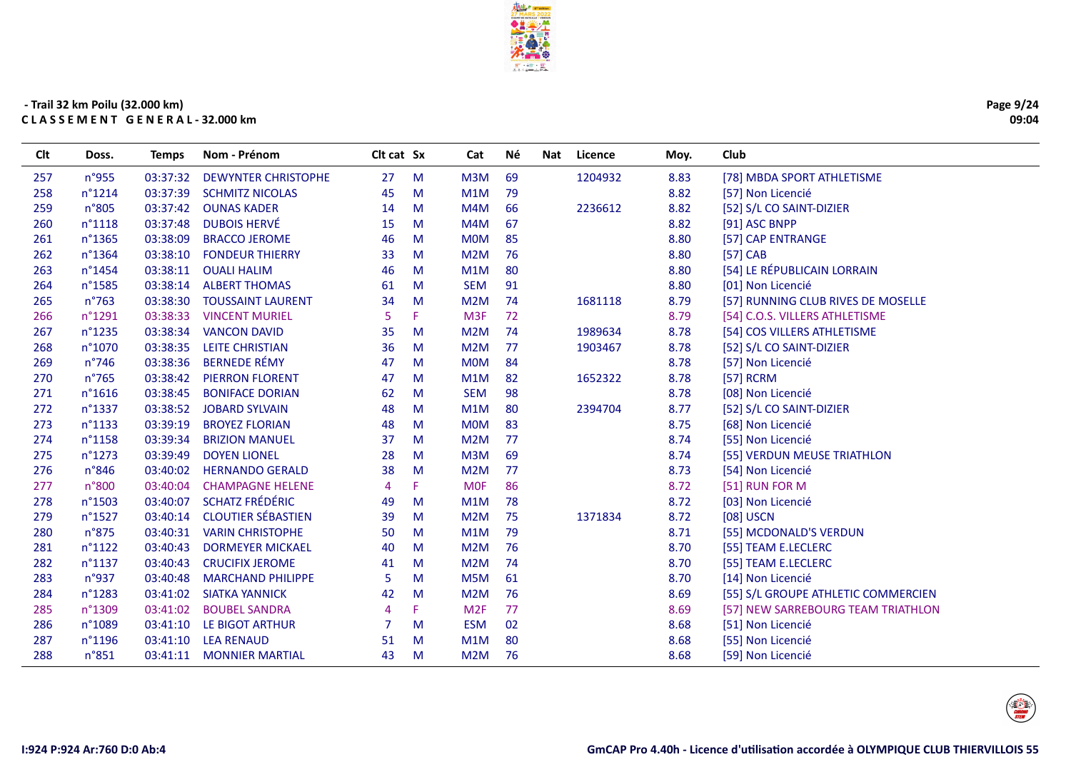- Trail 32 km Poilu (32.000 km)

CLASSEMENT GENERAL - 32.000 km

| Clt | Doss. | Temps | Nom - Prénom | Clt cat | Sx | Cat | Né | Nat | Licence | Moy. | Club |
|---|---|---|---|---|---|---|---|---|---|---|---|
| 257 | n°955 | 03:37:32 | DEWYNTER CHRISTOPHE | 27 | M | M3M | 69 | | 1204932 | 8.83 | [78] MBDA SPORT ATHLETISME |
| 258 | n°1214 | 03:37:39 | SCHMITZ NICOLAS | 45 | M | M1M | 79 | | | 8.82 | [57] Non Licencié |
| 259 | n°805 | 03:37:42 | OUNAS KADER | 14 | M | M4M | 66 | | 2236612 | 8.82 | [52] S/L CO SAINT-DIZIER |
| 260 | n°1118 | 03:37:48 | DUBOIS HERVÉ | 15 | M | M4M | 67 | | | 8.82 | [91] ASC BNPP |
| 261 | n°1365 | 03:38:09 | BRACCO JEROME | 46 | M | M0M | 85 | | | 8.80 | [57] CAP ENTRANGE |
| 262 | n°1364 | 03:38:10 | FONDEUR THIERRY | 33 | M | M2M | 76 | | | 8.80 | [57] CAB |
| 263 | n°1454 | 03:38:11 | OUALI HALIM | 46 | M | M1M | 80 | | | 8.80 | [54] LE RÉPUBLICAIN LORRAIN |
| 264 | n°1585 | 03:38:14 | ALBERT THOMAS | 61 | M | SEM | 91 | | | 8.80 | [01] Non Licencié |
| 265 | n°763 | 03:38:30 | TOUSSAINT LAURENT | 34 | M | M2M | 74 | | 1681118 | 8.79 | [57] RUNNING CLUB RIVES DE MOSELLE |
| 266 | n°1291 | 03:38:33 | VINCENT MURIEL | 5 | F | M3F | 72 | | | 8.79 | [54] C.O.S. VILLERS ATHLETISME |
| 267 | n°1235 | 03:38:34 | VANCON DAVID | 35 | M | M2M | 74 | | 1989634 | 8.78 | [54] COS VILLERS ATHLETISME |
| 268 | n°1070 | 03:38:35 | LEITE CHRISTIAN | 36 | M | M2M | 77 | | 1903467 | 8.78 | [52] S/L CO SAINT-DIZIER |
| 269 | n°746 | 03:38:36 | BERNEDE RÉMY | 47 | M | M0M | 84 | | | 8.78 | [57] Non Licencié |
| 270 | n°765 | 03:38:42 | PIERRON FLORENT | 47 | M | M1M | 82 | | 1652322 | 8.78 | [57] RCRM |
| 271 | n°1616 | 03:38:45 | BONIFACE DORIAN | 62 | M | SEM | 98 | | | 8.78 | [08] Non Licencié |
| 272 | n°1337 | 03:38:52 | JOBARD SYLVAIN | 48 | M | M1M | 80 | | 2394704 | 8.77 | [52] S/L CO SAINT-DIZIER |
| 273 | n°1133 | 03:39:19 | BROYEZ FLORIAN | 48 | M | M0M | 83 | | | 8.75 | [68] Non Licencié |
| 274 | n°1158 | 03:39:34 | BRIZION MANUEL | 37 | M | M2M | 77 | | | 8.74 | [55] Non Licencié |
| 275 | n°1273 | 03:39:49 | DOYEN LIONEL | 28 | M | M3M | 69 | | | 8.74 | [55] VERDUN MEUSE TRIATHLON |
| 276 | n°846 | 03:40:02 | HERNANDO GERALD | 38 | M | M2M | 77 | | | 8.73 | [54] Non Licencié |
| 277 | n°800 | 03:40:04 | CHAMPAGNE HELENE | 4 | F | M0F | 86 | | | 8.72 | [51] RUN FOR M |
| 278 | n°1503 | 03:40:07 | SCHATZ FRÉDÉRIC | 49 | M | M1M | 78 | | | 8.72 | [03] Non Licencié |
| 279 | n°1527 | 03:40:14 | CLOUTIER SÉBASTIEN | 39 | M | M2M | 75 | | 1371834 | 8.72 | [08] USCN |
| 280 | n°875 | 03:40:31 | VARIN CHRISTOPHE | 50 | M | M1M | 79 | | | 8.71 | [55] MCDONALD'S VERDUN |
| 281 | n°1122 | 03:40:43 | DORMEYER MICKAEL | 40 | M | M2M | 76 | | | 8.70 | [55] TEAM E.LECLERC |
| 282 | n°1137 | 03:40:43 | CRUCIFIX JEROME | 41 | M | M2M | 74 | | | 8.70 | [55] TEAM E.LECLERC |
| 283 | n°937 | 03:40:48 | MARCHAND PHILIPPE | 5 | M | M5M | 61 | | | 8.70 | [14] Non Licencié |
| 284 | n°1283 | 03:41:02 | SIATKA YANNICK | 42 | M | M2M | 76 | | | 8.69 | [55] S/L GROUPE ATHLETIC COMMERCIEN |
| 285 | n°1309 | 03:41:02 | BOUBEL SANDRA | 4 | F | M2F | 77 | | | 8.69 | [57] NEW SARREBOURG TEAM TRIATHLON |
| 286 | n°1089 | 03:41:10 | LE BIGOT ARTHUR | 7 | M | ESM | 02 | | | 8.68 | [51] Non Licencié |
| 287 | n°1196 | 03:41:10 | LEA RENAUD | 51 | M | M1M | 80 | | | 8.68 | [55] Non Licencié |
| 288 | n°851 | 03:41:11 | MONNIER MARTIAL | 43 | M | M2M | 76 | | | 8.68 | [59] Non Licencié |

I:924 P:924 Ar:760 D:0 Ab:4

GmCAP Pro 4.40h - Licence d'utilisation accordée à OLYMPIQUE CLUB THIERVILLOIS 55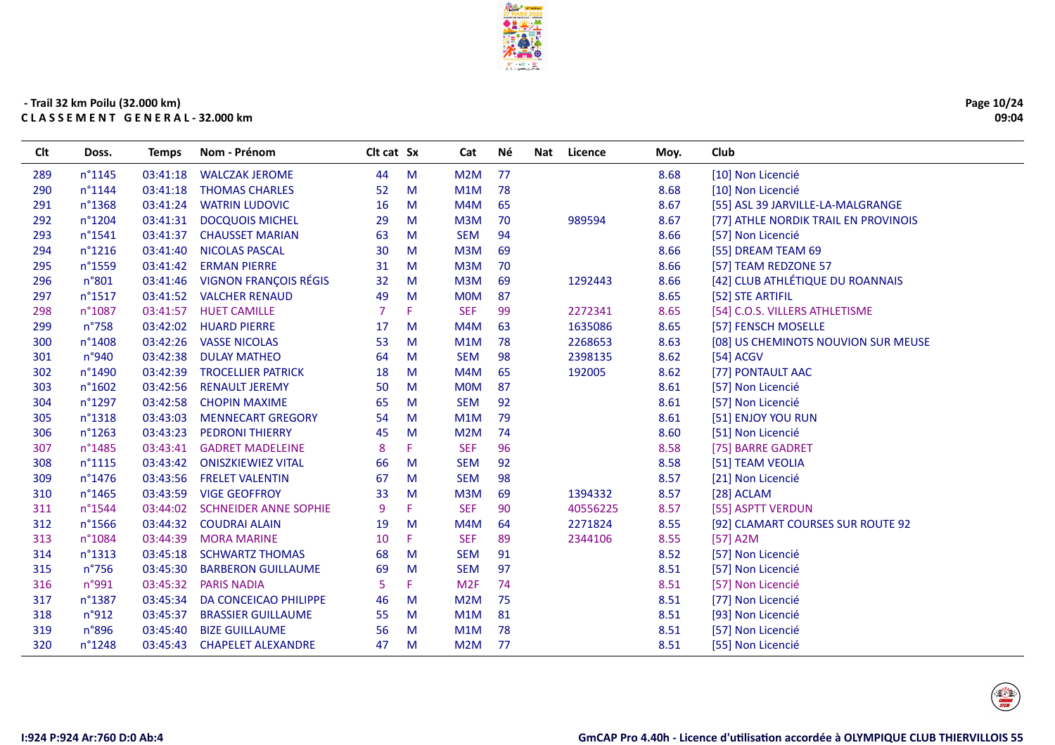- Trail 32 km Poilu (32.000 km)
**C L A S S E M E N T   G E N E R A L - 32.000 km**

| Clt | Doss. | Temps | Nom - Prénom | Clt cat | Sx | Cat | Né | Nat | Licence | Moy. | Club |
|---|---|---|---|---|---|---|---|---|---|---|---|
| 289 | n°1145 | 03:41:18 | WALCZAK JEROME | 44 | M | M2M | 77 | | | 8.68 | [10] Non Licencié |
| 290 | n°1144 | 03:41:18 | THOMAS CHARLES | 52 | M | M1M | 78 | | | 8.68 | [10] Non Licencié |
| 291 | n°1368 | 03:41:24 | WATRIN LUDOVIC | 16 | M | M4M | 65 | | | 8.67 | [55] ASL 39 JARVILLE-LA-MALGRANGE |
| 292 | n°1204 | 03:41:31 | DOCQUOIS MICHEL | 29 | M | M3M | 70 | | 989594 | 8.67 | [77] ATHLE NORDIK TRAIL EN PROVINOIS |
| 293 | n°1541 | 03:41:37 | CHAUSSET MARIAN | 63 | M | SEM | 94 | | | 8.66 | [57] Non Licencié |
| 294 | n°1216 | 03:41:40 | NICOLAS PASCAL | 30 | M | M3M | 69 | | | 8.66 | [55] DREAM TEAM 69 |
| 295 | n°1559 | 03:41:42 | ERMAN PIERRE | 31 | M | M3M | 70 | | | 8.66 | [57] TEAM REDZONE 57 |
| 296 | n°801 | 03:41:46 | VIGNON FRANÇOIS RÉGIS | 32 | M | M3M | 69 | | 1292443 | 8.66 | [42] CLUB ATHLÉTIQUE DU ROANNAIS |
| 297 | n°1517 | 03:41:52 | VALCHER RENAUD | 49 | M | M0M | 87 | | | 8.65 | [52] STE ARTIFIL |
| 298 | n°1087 | 03:41:57 | HUET CAMILLE | 7 | F | SEF | 99 | | 2272341 | 8.65 | [54] C.O.S. VILLERS ATHLETISME |
| 299 | n°758 | 03:42:02 | HUARD PIERRE | 17 | M | M4M | 63 | | 1635086 | 8.65 | [57] FENSCH MOSELLE |
| 300 | n°1408 | 03:42:26 | VASSE NICOLAS | 53 | M | M1M | 78 | | 2268653 | 8.63 | [08] US CHEMINOTS NOUVION SUR MEUSE |
| 301 | n°940 | 03:42:38 | DULAY MATHEO | 64 | M | SEM | 98 | | 2398135 | 8.62 | [54] ACGV |
| 302 | n°1490 | 03:42:39 | TROCELLIER PATRICK | 18 | M | M4M | 65 | | 192005 | 8.62 | [77] PONTAULT AAC |
| 303 | n°1602 | 03:42:56 | RENAULT JEREMY | 50 | M | M0M | 87 | | | 8.61 | [57] Non Licencié |
| 304 | n°1297 | 03:42:58 | CHOPIN MAXIME | 65 | M | SEM | 92 | | | 8.61 | [57] Non Licencié |
| 305 | n°1318 | 03:43:03 | MENNECART GREGORY | 54 | M | M1M | 79 | | | 8.61 | [51] ENJOY YOU RUN |
| 306 | n°1263 | 03:43:23 | PEDRONI THIERRY | 45 | M | M2M | 74 | | | 8.60 | [51] Non Licencié |
| 307 | n°1485 | 03:43:41 | GADRET MADELEINE | 8 | F | SEF | 96 | | | 8.58 | [75] BARRE GADRET |
| 308 | n°1115 | 03:43:42 | ONISZKIEWIEZ VITAL | 66 | M | SEM | 92 | | | 8.58 | [51] TEAM VEOLIA |
| 309 | n°1476 | 03:43:56 | FRELET VALENTIN | 67 | M | SEM | 98 | | | 8.57 | [21] Non Licencié |
| 310 | n°1465 | 03:43:59 | VIGE GEOFFROY | 33 | M | M3M | 69 | | 1394332 | 8.57 | [28] ACLAM |
| 311 | n°1544 | 03:44:02 | SCHNEIDER ANNE SOPHIE | 9 | F | SEF | 90 | | 40556225 | 8.57 | [55] ASPTT VERDUN |
| 312 | n°1566 | 03:44:32 | COUDRAI ALAIN | 19 | M | M4M | 64 | | 2271824 | 8.55 | [92] CLAMART COURSES SUR ROUTE 92 |
| 313 | n°1084 | 03:44:39 | MORA MARINE | 10 | F | SEF | 89 | | 2344106 | 8.55 | [57] A2M |
| 314 | n°1313 | 03:45:18 | SCHWARTZ THOMAS | 68 | M | SEM | 91 | | | 8.52 | [57] Non Licencié |
| 315 | n°756 | 03:45:30 | BARBERON GUILLAUME | 69 | M | SEM | 97 | | | 8.51 | [57] Non Licencié |
| 316 | n°991 | 03:45:32 | PARIS NADIA | 5 | F | M2F | 74 | | | 8.51 | [57] Non Licencié |
| 317 | n°1387 | 03:45:34 | DA CONCEICAO PHILIPPE | 46 | M | M2M | 75 | | | 8.51 | [77] Non Licencié |
| 318 | n°912 | 03:45:37 | BRASSIER GUILLAUME | 55 | M | M1M | 81 | | | 8.51 | [93] Non Licencié |
| 319 | n°896 | 03:45:40 | BIZE GUILLAUME | 56 | M | M1M | 78 | | | 8.51 | [57] Non Licencié |
| 320 | n°1248 | 03:45:43 | CHAPELET ALEXANDRE | 47 | M | M2M | 77 | | | 8.51 | [55] Non Licencié |

I:924 P:924 Ar:760 D:0 Ab:4

GmCAP Pro 4.40h - Licence d'utilisation accordée à OLYMPIQUE CLUB THIERVILLOIS 55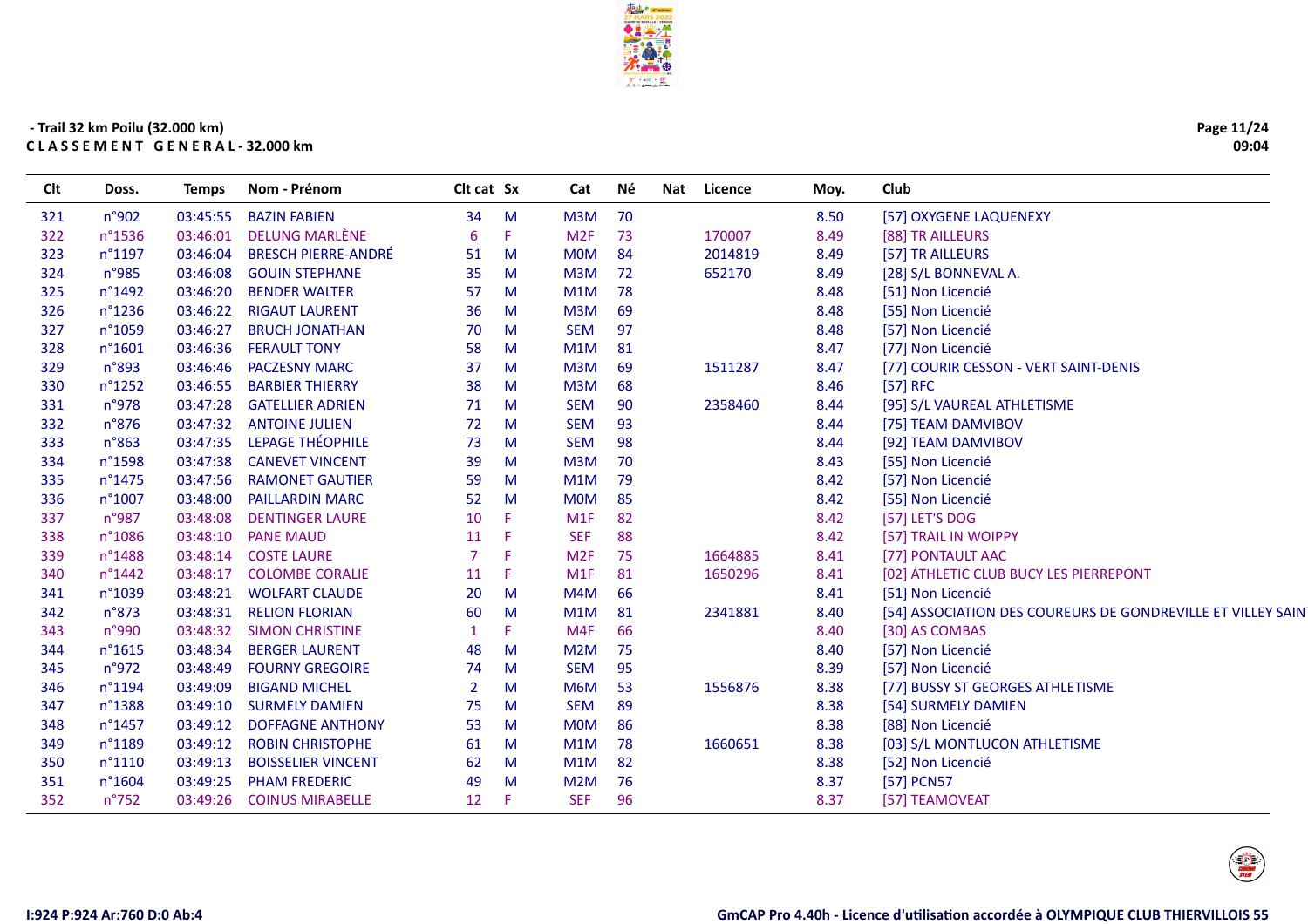- Trail 32 km Poilu (32.000 km)

**C L A S S E M E N T   G E N E R A L - 32.000 km**

| Clt | Doss. | Temps | Nom - Prénom | Clt cat | Sx | Cat | Né | Nat | Licence | Moy. | Club |
|---|---|---|---|---|---|---|---|---|---|---|---|
| 321 | n°902 | 03:45:55 | BAZIN FABIEN | 34 | M | M3M | 70 | | | 8.50 | [57] OXYGENE LAQUENEXY |
| 322 | n°1536 | 03:46:01 | DELUNG MARLÈNE | 6 | F | M2F | 73 | | 170007 | 8.49 | [88] TR AILLEURS |
| 323 | n°1197 | 03:46:04 | BRESCH PIERRE-ANDRÉ | 51 | M | M0M | 84 | | 2014819 | 8.49 | [57] TR AILLEURS |
| 324 | n°985 | 03:46:08 | GOUIN STEPHANE | 35 | M | M3M | 72 | | 652170 | 8.49 | [28] S/L BONNEVAL A. |
| 325 | n°1492 | 03:46:20 | BENDER WALTER | 57 | M | M1M | 78 | | | 8.48 | [51] Non Licencié |
| 326 | n°1236 | 03:46:22 | RIGAUT LAURENT | 36 | M | M3M | 69 | | | 8.48 | [55] Non Licencié |
| 327 | n°1059 | 03:46:27 | BRUCH JONATHAN | 70 | M | SEM | 97 | | | 8.48 | [57] Non Licencié |
| 328 | n°1601 | 03:46:36 | FERAULT TONY | 58 | M | M1M | 81 | | | 8.47 | [77] Non Licencié |
| 329 | n°893 | 03:46:46 | PACZESNY MARC | 37 | M | M3M | 69 | | 1511287 | 8.47 | [77] COURIR CESSON - VERT SAINT-DENIS |
| 330 | n°1252 | 03:46:55 | BARBIER THIERRY | 38 | M | M3M | 68 | | | 8.46 | [57] RFC |
| 331 | n°978 | 03:47:28 | GATELLIER ADRIEN | 71 | M | SEM | 90 | | 2358460 | 8.44 | [95] S/L VAUREAL ATHLETISME |
| 332 | n°876 | 03:47:32 | ANTOINE JULIEN | 72 | M | SEM | 93 | | | 8.44 | [75] TEAM DAMVIBOV |
| 333 | n°863 | 03:47:35 | LEPAGE THÉOPHILE | 73 | M | SEM | 98 | | | 8.44 | [92] TEAM DAMVIBOV |
| 334 | n°1598 | 03:47:38 | CANEVET VINCENT | 39 | M | M3M | 70 | | | 8.43 | [55] Non Licencié |
| 335 | n°1475 | 03:47:56 | RAMONET GAUTIER | 59 | M | M1M | 79 | | | 8.42 | [57] Non Licencié |
| 336 | n°1007 | 03:48:00 | PAILLARDIN MARC | 52 | M | M0M | 85 | | | 8.42 | [55] Non Licencié |
| 337 | n°987 | 03:48:08 | DENTINGER LAURE | 10 | F | M1F | 82 | | | 8.42 | [57] LET'S DOG |
| 338 | n°1086 | 03:48:10 | PANE MAUD | 11 | F | SEF | 88 | | | 8.42 | [57] TRAIL IN WOIPPY |
| 339 | n°1488 | 03:48:14 | COSTE LAURE | 7 | F | M2F | 75 | | 1664885 | 8.41 | [77] PONTAULT AAC |
| 340 | n°1442 | 03:48:17 | COLOMBE CORALIE | 11 | F | M1F | 81 | | 1650296 | 8.41 | [02] ATHLETIC CLUB BUCY LES PIERREPONT |
| 341 | n°1039 | 03:48:21 | WOLFART CLAUDE | 20 | M | M4M | 66 | | | 8.41 | [51] Non Licencié |
| 342 | n°873 | 03:48:31 | RELION FLORIAN | 60 | M | M1M | 81 | | 2341881 | 8.40 | [54] ASSOCIATION DES COUREURS DE GONDREVILLE ET VILLEY SAIN |
| 343 | n°990 | 03:48:32 | SIMON CHRISTINE | 1 | F | M4F | 66 | | | 8.40 | [30] AS COMBAS |
| 344 | n°1615 | 03:48:34 | BERGER LAURENT | 48 | M | M2M | 75 | | | 8.40 | [57] Non Licencié |
| 345 | n°972 | 03:48:49 | FOURNY GREGOIRE | 74 | M | SEM | 95 | | | 8.39 | [57] Non Licencié |
| 346 | n°1194 | 03:49:09 | BIGAND MICHEL | 2 | M | M6M | 53 | | 1556876 | 8.38 | [77] BUSSY ST GEORGES ATHLETISME |
| 347 | n°1388 | 03:49:10 | SURMELY DAMIEN | 75 | M | SEM | 89 | | | 8.38 | [54] SURMELY DAMIEN |
| 348 | n°1457 | 03:49:12 | DOFFAGNE ANTHONY | 53 | M | M0M | 86 | | | 8.38 | [88] Non Licencié |
| 349 | n°1189 | 03:49:12 | ROBIN CHRISTOPHE | 61 | M | M1M | 78 | | 1660651 | 8.38 | [03] S/L MONTLUCON ATHLETISME |
| 350 | n°1110 | 03:49:13 | BOISSELIER VINCENT | 62 | M | M1M | 82 | | | 8.38 | [52] Non Licencié |
| 351 | n°1604 | 03:49:25 | PHAM FREDERIC | 49 | M | M2M | 76 | | | 8.37 | [57] PCN57 |
| 352 | n°752 | 03:49:26 | COINUS MIRABELLE | 12 | F | SEF | 96 | | | 8.37 | [57] TEAMOVEAT |

I:924 P:924 Ar:760 D:0 Ab:4

GmCAP Pro 4.40h - Licence d'utilisation accordée à OLYMPIQUE CLUB THIERVILLOIS 55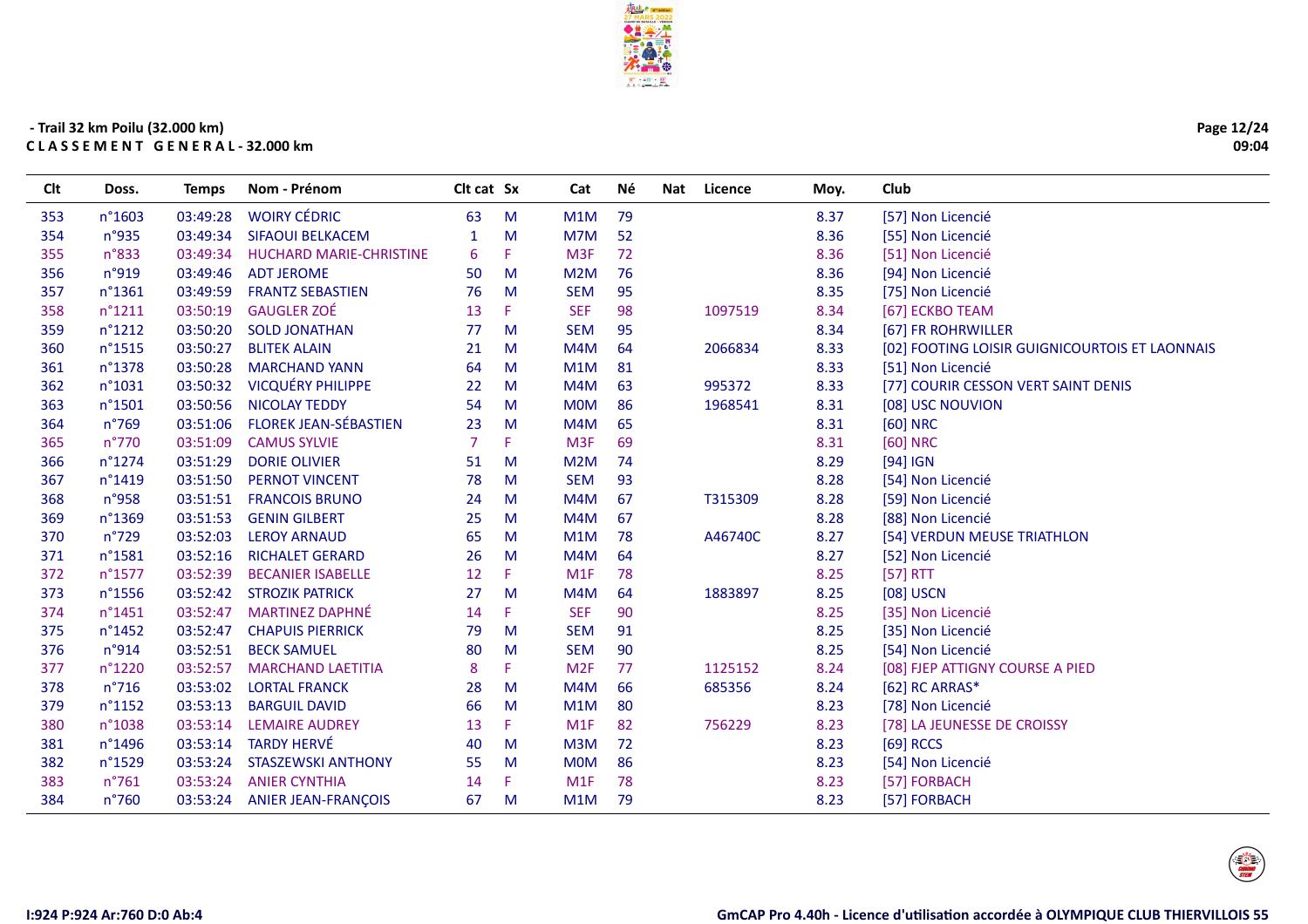- Trail 32 km Poilu (32.000 km)

**C L A S S E M E N T  G E N E R A L - 32.000 km**

| Clt | Doss. | Temps | Nom - Prénom | Clt cat | Sx | Cat | Né | Nat | Licence | Moy. | Club |
|---|---|---|---|---|---|---|---|---|---|---|---|
| 353 | n°1603 | 03:49:28 | WOIRY CÉDRIC | 63 | M | M1M | 79 | | | 8.37 | [57] Non Licencié |
| 354 | n°935 | 03:49:34 | SIFAOUI BELKACEM | 1 | M | M7M | 52 | | | 8.36 | [55] Non Licencié |
| 355 | n°833 | 03:49:34 | HUCHARD MARIE-CHRISTINE | 6 | F | M3F | 72 | | | 8.36 | [51] Non Licencié |
| 356 | n°919 | 03:49:46 | ADT JEROME | 50 | M | M2M | 76 | | | 8.36 | [94] Non Licencié |
| 357 | n°1361 | 03:49:59 | FRANTZ SEBASTIEN | 76 | M | SEM | 95 | | | 8.35 | [75] Non Licencié |
| 358 | n°1211 | 03:50:19 | GAUGLER ZOÉ | 13 | F | SEF | 98 | | 1097519 | 8.34 | [67] ECKBO TEAM |
| 359 | n°1212 | 03:50:20 | SOLD JONATHAN | 77 | M | SEM | 95 | | | 8.34 | [67] FR ROHRWILLER |
| 360 | n°1515 | 03:50:27 | BLITEK ALAIN | 21 | M | M4M | 64 | | 2066834 | 8.33 | [02] FOOTING LOISIR GUIGNICOURTOIS ET LAONNAIS |
| 361 | n°1378 | 03:50:28 | MARCHAND YANN | 64 | M | M1M | 81 | | | 8.33 | [51] Non Licencié |
| 362 | n°1031 | 03:50:32 | VICQUÉRY PHILIPPE | 22 | M | M4M | 63 | | 995372 | 8.33 | [77] COURIR CESSON VERT SAINT DENIS |
| 363 | n°1501 | 03:50:56 | NICOLAY TEDDY | 54 | M | M0M | 86 | | 1968541 | 8.31 | [08] USC NOUVION |
| 364 | n°769 | 03:51:06 | FLOREK JEAN-SÉBASTIEN | 23 | M | M4M | 65 | | | 8.31 | [60] NRC |
| 365 | n°770 | 03:51:09 | CAMUS SYLVIE | 7 | F | M3F | 69 | | | 8.31 | [60] NRC |
| 366 | n°1274 | 03:51:29 | DORIE OLIVIER | 51 | M | M2M | 74 | | | 8.29 | [94] IGN |
| 367 | n°1419 | 03:51:50 | PERNOT VINCENT | 78 | M | SEM | 93 | | | 8.28 | [54] Non Licencié |
| 368 | n°958 | 03:51:51 | FRANCOIS BRUNO | 24 | M | M4M | 67 | | T315309 | 8.28 | [59] Non Licencié |
| 369 | n°1369 | 03:51:53 | GENIN GILBERT | 25 | M | M4M | 67 | | | 8.28 | [88] Non Licencié |
| 370 | n°729 | 03:52:03 | LEROY ARNAUD | 65 | M | M1M | 78 | | A46740C | 8.27 | [54] VERDUN MEUSE TRIATHLON |
| 371 | n°1581 | 03:52:16 | RICHALET GERARD | 26 | M | M4M | 64 | | | 8.27 | [52] Non Licencié |
| 372 | n°1577 | 03:52:39 | BECANIER ISABELLE | 12 | F | M1F | 78 | | | 8.25 | [57] RTT |
| 373 | n°1556 | 03:52:42 | STROZIK PATRICK | 27 | M | M4M | 64 | | 1883897 | 8.25 | [08] USCN |
| 374 | n°1451 | 03:52:47 | MARTINEZ DAPHNÉ | 14 | F | SEF | 90 | | | 8.25 | [35] Non Licencié |
| 375 | n°1452 | 03:52:47 | CHAPUIS PIERRICK | 79 | M | SEM | 91 | | | 8.25 | [35] Non Licencié |
| 376 | n°914 | 03:52:51 | BECK SAMUEL | 80 | M | SEM | 90 | | | 8.25 | [54] Non Licencié |
| 377 | n°1220 | 03:52:57 | MARCHAND LAETITIA | 8 | F | M2F | 77 | | 1125152 | 8.24 | [08] FJEP ATTIGNY COURSE A PIED |
| 378 | n°716 | 03:53:02 | LORTAL FRANCK | 28 | M | M4M | 66 | | 685356 | 8.24 | [62] RC ARRAS* |
| 379 | n°1152 | 03:53:13 | BARGUIL DAVID | 66 | M | M1M | 80 | | | 8.23 | [78] Non Licencié |
| 380 | n°1038 | 03:53:14 | LEMAIRE AUDREY | 13 | F | M1F | 82 | | 756229 | 8.23 | [78] LA JEUNESSE DE CROISSY |
| 381 | n°1496 | 03:53:14 | TARDY HERVÉ | 40 | M | M3M | 72 | | | 8.23 | [69] RCCS |
| 382 | n°1529 | 03:53:24 | STASZEWSKI ANTHONY | 55 | M | M0M | 86 | | | 8.23 | [54] Non Licencié |
| 383 | n°761 | 03:53:24 | ANIER CYNTHIA | 14 | F | M1F | 78 | | | 8.23 | [57] FORBACH |
| 384 | n°760 | 03:53:24 | ANIER JEAN-FRANÇOIS | 67 | M | M1M | 79 | | | 8.23 | [57] FORBACH |

I:924 P:924 Ar:760 D:0 Ab:4

GmCAP Pro 4.40h - Licence d'utilisation accordée à OLYMPIQUE CLUB THIERVILLOIS 55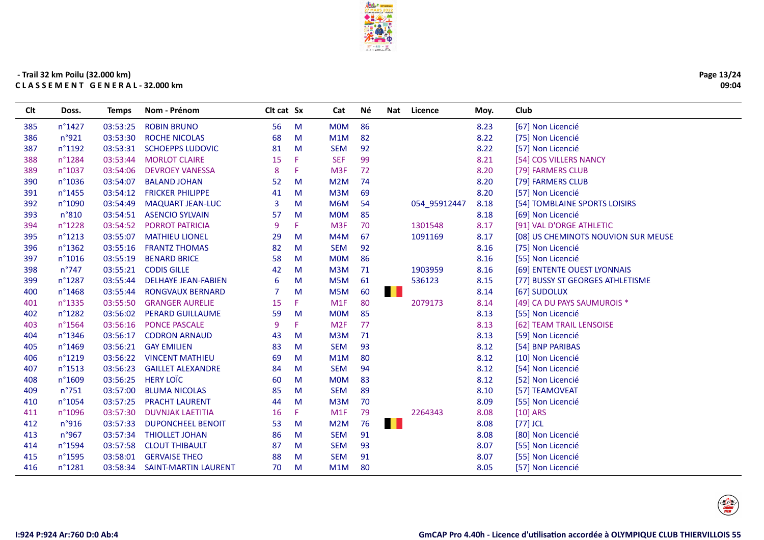- Trail 32 km Poilu (32.000 km)

C L A S S E M E N T   G E N E R A L - 32.000 km

| Clt | Doss. | Temps | Nom - Prénom | Clt cat | Sx | Cat | Né | Nat | Licence | Moy. | Club |
|---|---|---|---|---|---|---|---|---|---|---|---|
| 385 | n°1427 | 03:53:25 | ROBIN BRUNO | 56 | M | M0M | 86 | | | 8.23 | [67] Non Licencié |
| 386 | n°921 | 03:53:30 | ROCHE NICOLAS | 68 | M | M1M | 82 | | | 8.22 | [75] Non Licencié |
| 387 | n°1192 | 03:53:31 | SCHOEPPS LUDOVIC | 81 | M | SEM | 92 | | | 8.22 | [57] Non Licencié |
| 388 | n°1284 | 03:53:44 | MORLOT CLAIRE | 15 | F | SEF | 99 | | | 8.21 | [54] COS VILLERS NANCY |
| 389 | n°1037 | 03:54:06 | DEVROEY VANESSA | 8 | F | M3F | 72 | | | 8.20 | [79] FARMERS CLUB |
| 390 | n°1036 | 03:54:07 | BALAND JOHAN | 52 | M | M2M | 74 | | | 8.20 | [79] FARMERS CLUB |
| 391 | n°1455 | 03:54:12 | FRICKER PHILIPPE | 41 | M | M3M | 69 | | | 8.20 | [57] Non Licencié |
| 392 | n°1090 | 03:54:49 | MAQUART JEAN-LUC | 3 | M | M6M | 54 | | 054_95912447 | 8.18 | [54] TOMBLAINE SPORTS LOISIRS |
| 393 | n°810 | 03:54:51 | ASENCIO SYLVAIN | 57 | M | M0M | 85 | | | 8.18 | [69] Non Licencié |
| 394 | n°1228 | 03:54:52 | PORROT PATRICIA | 9 | F | M3F | 70 | | 1301548 | 8.17 | [91] VAL D'ORGE ATHLETIC |
| 395 | n°1213 | 03:55:07 | MATHIEU LIONEL | 29 | M | M4M | 67 | | 1091169 | 8.17 | [08] US CHEMINOTS NOUVION SUR MEUSE |
| 396 | n°1362 | 03:55:16 | FRANTZ THOMAS | 82 | M | SEM | 92 | | | 8.16 | [75] Non Licencié |
| 397 | n°1016 | 03:55:19 | BENARD BRICE | 58 | M | M0M | 86 | | | 8.16 | [55] Non Licencié |
| 398 | n°747 | 03:55:21 | CODIS GILLE | 42 | M | M3M | 71 | | 1903959 | 8.16 | [69] ENTENTE OUEST LYONNAIS |
| 399 | n°1287 | 03:55:44 | DELHAYE JEAN-FABIEN | 6 | M | M5M | 61 | | 536123 | 8.15 | [77] BUSSY ST GEORGES ATHLETISME |
| 400 | n°1468 | 03:55:44 | RONGVAUX BERNARD | 7 | M | M5M | 60 | BEL | | 8.14 | [67] SUDOLUX |
| 401 | n°1335 | 03:55:50 | GRANGER AURELIE | 15 | F | M1F | 80 | | 2079173 | 8.14 | [49] CA DU PAYS SAUMUROIS * |
| 402 | n°1282 | 03:56:02 | PERARD GUILLAUME | 59 | M | M0M | 85 | | | 8.13 | [55] Non Licencié |
| 403 | n°1564 | 03:56:16 | PONCE PASCALE | 9 | F | M2F | 77 | | | 8.13 | [62] TEAM TRAIL LENSOISE |
| 404 | n°1346 | 03:56:17 | CODRON ARNAUD | 43 | M | M3M | 71 | | | 8.13 | [59] Non Licencié |
| 405 | n°1469 | 03:56:21 | GAY EMILIEN | 83 | M | SEM | 93 | | | 8.12 | [54] BNP PARIBAS |
| 406 | n°1219 | 03:56:22 | VINCENT MATHIEU | 69 | M | M1M | 80 | | | 8.12 | [10] Non Licencié |
| 407 | n°1513 | 03:56:23 | GAILLET ALEXANDRE | 84 | M | SEM | 94 | | | 8.12 | [54] Non Licencié |
| 408 | n°1609 | 03:56:25 | HERY LOÏC | 60 | M | M0M | 83 | | | 8.12 | [52] Non Licencié |
| 409 | n°751 | 03:57:00 | BLUMA NICOLAS | 85 | M | SEM | 89 | | | 8.10 | [57] TEAMOVEAT |
| 410 | n°1054 | 03:57:25 | PRACHT LAURENT | 44 | M | M3M | 70 | | | 8.09 | [55] Non Licencié |
| 411 | n°1096 | 03:57:30 | DUVNJAK LAETITIA | 16 | F | M1F | 79 | | 2264343 | 8.08 | [10] ARS |
| 412 | n°916 | 03:57:33 | DUPONCHEEL BENOIT | 53 | M | M2M | 76 | BEL | | 8.08 | [77] JCL |
| 413 | n°967 | 03:57:34 | THIOLLET JOHAN | 86 | M | SEM | 91 | | | 8.08 | [80] Non Licencié |
| 414 | n°1594 | 03:57:58 | CLOUT THIBAULT | 87 | M | SEM | 93 | | | 8.07 | [55] Non Licencié |
| 415 | n°1595 | 03:58:01 | GERVAISE THEO | 88 | M | SEM | 91 | | | 8.07 | [55] Non Licencié |
| 416 | n°1281 | 03:58:34 | SAINT-MARTIN LAURENT | 70 | M | M1M | 80 | | | 8.05 | [57] Non Licencié |

I:924 P:924 Ar:760 D:0 Ab:4

GmCAP Pro 4.40h - Licence d'utilisation accordée à OLYMPIQUE CLUB THIERVILLOIS 55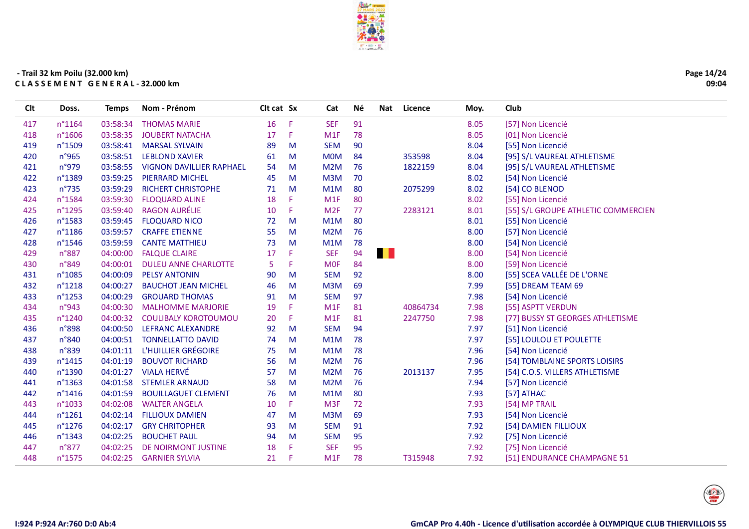- Trail 32 km Poilu (32.000 km)

**C L A S S E M E N T   G E N E R A L - 32.000 km**

| Clt | Doss. | Temps | Nom - Prénom | Clt cat | Sx | Cat | Né | Nat | Licence | Moy. | Club |
|---|---|---|---|---|---|---|---|---|---|---|---|
| 417 | n°1164 | 03:58:34 | THOMAS MARIE | 16 | F | SEF | 91 | | | 8.05 | [57] Non Licencié |
| 418 | n°1606 | 03:58:35 | JOUBERT NATACHA | 17 | F | M1F | 78 | | | 8.05 | [01] Non Licencié |
| 419 | n°1509 | 03:58:41 | MARSAL SYLVAIN | 89 | M | SEM | 90 | | | 8.04 | [55] Non Licencié |
| 420 | n°965 | 03:58:51 | LEBLOND XAVIER | 61 | M | M0M | 84 | | 353598 | 8.04 | [95] S/L VAUREAL ATHLETISME |
| 421 | n°979 | 03:58:55 | VIGNON DAVILLIER RAPHAEL | 54 | M | M2M | 76 | | 1822159 | 8.04 | [95] S/L VAUREAL ATHLETISME |
| 422 | n°1389 | 03:59:25 | PIERRARD MICHEL | 45 | M | M3M | 70 | | | 8.02 | [54] Non Licencié |
| 423 | n°735 | 03:59:29 | RICHERT CHRISTOPHE | 71 | M | M1M | 80 | | 2075299 | 8.02 | [54] CO BLENOD |
| 424 | n°1584 | 03:59:30 | FLOQUARD ALINE | 18 | F | M1F | 80 | | | 8.02 | [55] Non Licencié |
| 425 | n°1295 | 03:59:40 | RAGON AURÉLIE | 10 | F | M2F | 77 | | 2283121 | 8.01 | [55] S/L GROUPE ATHLETIC COMMERCIEN |
| 426 | n°1583 | 03:59:45 | FLOQUARD NICO | 72 | M | M1M | 80 | | | 8.01 | [55] Non Licencié |
| 427 | n°1186 | 03:59:57 | CRAFFE ETIENNE | 55 | M | M2M | 76 | | | 8.00 | [57] Non Licencié |
| 428 | n°1546 | 03:59:59 | CANTE MATTHIEU | 73 | M | M1M | 78 | | | 8.00 | [54] Non Licencié |
| 429 | n°887 | 04:00:00 | FALQUE CLAIRE | 17 | F | SEF | 94 | BEL | | 8.00 | [54] Non Licencié |
| 430 | n°849 | 04:00:01 | DULEU ANNE CHARLOTTE | 5 | F | M0F | 84 | | | 8.00 | [59] Non Licencié |
| 431 | n°1085 | 04:00:09 | PELSY ANTONIN | 90 | M | SEM | 92 | | | 8.00 | [55] SCEA VALLÉE DE L'ORNE |
| 432 | n°1218 | 04:00:27 | BAUCHOT JEAN MICHEL | 46 | M | M3M | 69 | | | 7.99 | [55] DREAM TEAM 69 |
| 433 | n°1253 | 04:00:29 | GROUARD THOMAS | 91 | M | SEM | 97 | | | 7.98 | [54] Non Licencié |
| 434 | n°943 | 04:00:30 | MALHOMME MARJORIE | 19 | F | M1F | 81 | | 40864734 | 7.98 | [55] ASPTT VERDUN |
| 435 | n°1240 | 04:00:32 | COULIBALY KOROTOUMOU | 20 | F | M1F | 81 | | 2247750 | 7.98 | [77] BUSSY ST GEORGES ATHLETISME |
| 436 | n°898 | 04:00:50 | LEFRANC ALEXANDRE | 92 | M | SEM | 94 | | | 7.97 | [51] Non Licencié |
| 437 | n°840 | 04:00:51 | TONNELLATTO DAVID | 74 | M | M1M | 78 | | | 7.97 | [55] LOULOU ET POULETTE |
| 438 | n°839 | 04:01:11 | L'HUILLIER GRÉGOIRE | 75 | M | M1M | 78 | | | 7.96 | [54] Non Licencié |
| 439 | n°1415 | 04:01:19 | BOUVOT RICHARD | 56 | M | M2M | 76 | | | 7.96 | [54] TOMBLAINE SPORTS LOISIRS |
| 440 | n°1390 | 04:01:27 | VIALA HERVÉ | 57 | M | M2M | 76 | | 2013137 | 7.95 | [54] C.O.S. VILLERS ATHLETISME |
| 441 | n°1363 | 04:01:58 | STEMLER ARNAUD | 58 | M | M2M | 76 | | | 7.94 | [57] Non Licencié |
| 442 | n°1416 | 04:01:59 | BOUILLAGUET CLEMENT | 76 | M | M1M | 80 | | | 7.93 | [57] ATHAC |
| 443 | n°1033 | 04:02:08 | WALTER ANGELA | 10 | F | M3F | 72 | | | 7.93 | [54] MP TRAIL |
| 444 | n°1261 | 04:02:14 | FILLIOUX DAMIEN | 47 | M | M3M | 69 | | | 7.93 | [54] Non Licencié |
| 445 | n°1276 | 04:02:17 | GRY CHRITOPHER | 93 | M | SEM | 91 | | | 7.92 | [54] DAMIEN FILLIOUX |
| 446 | n°1343 | 04:02:25 | BOUCHET PAUL | 94 | M | SEM | 95 | | | 7.92 | [75] Non Licencié |
| 447 | n°877 | 04:02:25 | DE NOIRMONT JUSTINE | 18 | F | SEF | 95 | | | 7.92 | [75] Non Licencié |
| 448 | n°1575 | 04:02:25 | GARNIER SYLVIA | 21 | F | M1F | 78 | | T315948 | 7.92 | [51] ENDURANCE CHAMPAGNE 51 |

I:924 P:924 Ar:760 D:0 Ab:4

GmCAP Pro 4.40h - Licence d'utilisation accordée à OLYMPIQUE CLUB THIERVILLOIS 55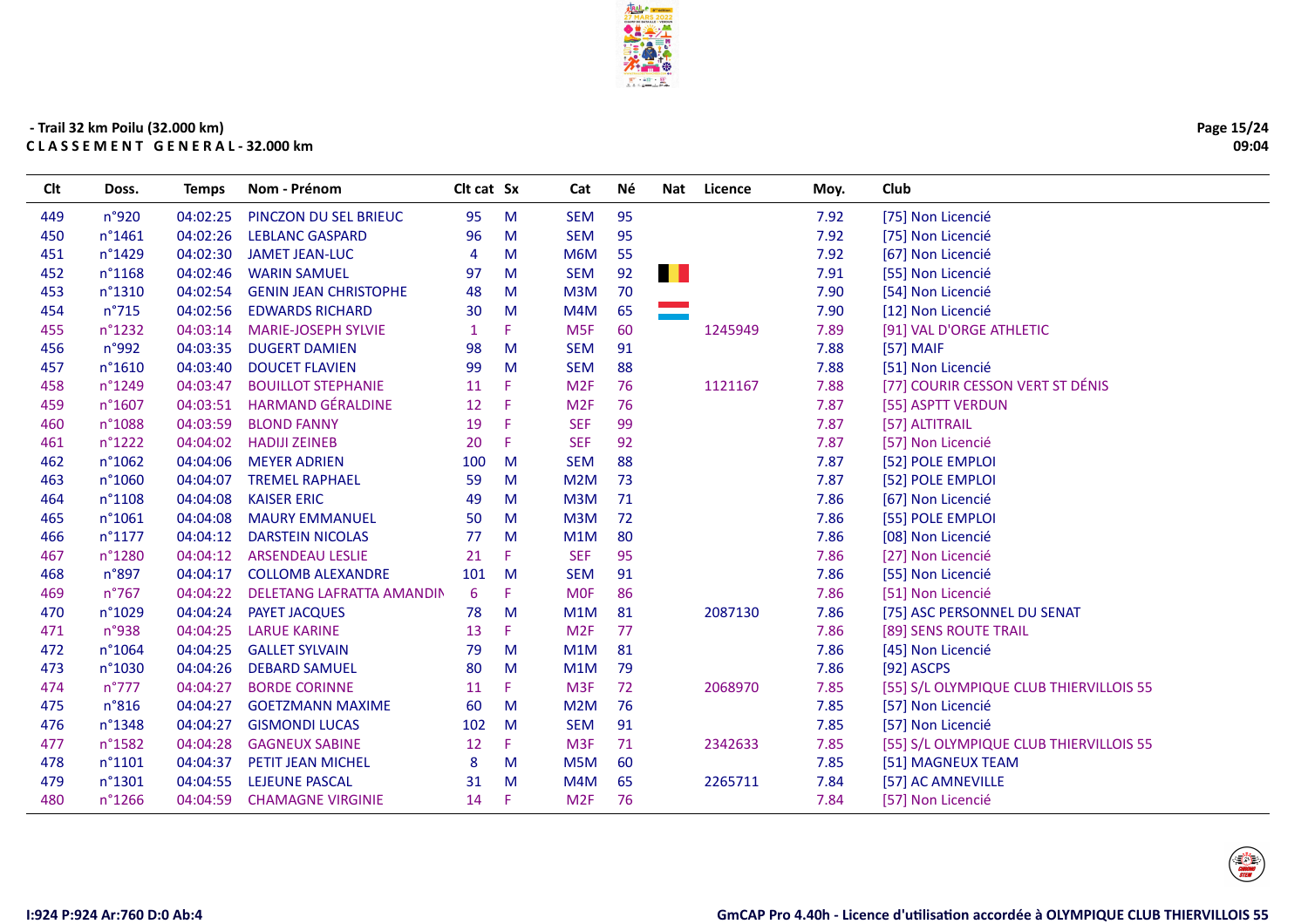- Trail 32 km Poilu (32.000 km)

**C L A S S E M E N T   G E N E R A L - 32.000 km**

| Clt | Doss. | Temps | Nom - Prénom | Clt cat | Sx | Cat | Né | Nat | Licence | Moy. | Club |
|---|---|---|---|---|---|---|---|---|---|---|---|
| 449 | n°920 | 04:02:25 | PINCZON DU SEL BRIEUC | 95 | M | SEM | 95 | | | 7.92 | [75] Non Licencié |
| 450 | n°1461 | 04:02:26 | LEBLANC GASPARD | 96 | M | SEM | 95 | | | 7.92 | [75] Non Licencié |
| 451 | n°1429 | 04:02:30 | JAMET JEAN-LUC | 4 | M | M6M | 55 | | | 7.92 | [67] Non Licencié |
| 452 | n°1168 | 04:02:46 | WARIN SAMUEL | 97 | M | SEM | 92 | | | 7.91 | [55] Non Licencié |
| 453 | n°1310 | 04:02:54 | GENIN JEAN CHRISTOPHE | 48 | M | M3M | 70 | | | 7.90 | [54] Non Licencié |
| 454 | n°715 | 04:02:56 | EDWARDS RICHARD | 30 | M | M4M | 65 | | | 7.90 | [12] Non Licencié |
| 455 | n°1232 | 04:03:14 | MARIE-JOSEPH SYLVIE | 1 | F | M5F | 60 | | 1245949 | 7.89 | [91] VAL D'ORGE ATHLETIC |
| 456 | n°992 | 04:03:35 | DUGERT DAMIEN | 98 | M | SEM | 91 | | | 7.88 | [57] MAIF |
| 457 | n°1610 | 04:03:40 | DOUCET FLAVIEN | 99 | M | SEM | 88 | | | 7.88 | [51] Non Licencié |
| 458 | n°1249 | 04:03:47 | BOUILLOT STEPHANIE | 11 | F | M2F | 76 | | 1121167 | 7.88 | [77] COURIR CESSON VERT ST DÉNIS |
| 459 | n°1607 | 04:03:51 | HARMAND GÉRALDINE | 12 | F | M2F | 76 | | | 7.87 | [55] ASPTT VERDUN |
| 460 | n°1088 | 04:03:59 | BLOND FANNY | 19 | F | SEF | 99 | | | 7.87 | [57] ALTITRAIL |
| 461 | n°1222 | 04:04:02 | HADIJI ZEINEB | 20 | F | SEF | 92 | | | 7.87 | [57] Non Licencié |
| 462 | n°1062 | 04:04:06 | MEYER ADRIEN | 100 | M | SEM | 88 | | | 7.87 | [52] POLE EMPLOI |
| 463 | n°1060 | 04:04:07 | TREMEL RAPHAEL | 59 | M | M2M | 73 | | | 7.87 | [52] POLE EMPLOI |
| 464 | n°1108 | 04:04:08 | KAISER ERIC | 49 | M | M3M | 71 | | | 7.86 | [67] Non Licencié |
| 465 | n°1061 | 04:04:08 | MAURY EMMANUEL | 50 | M | M3M | 72 | | | 7.86 | [55] POLE EMPLOI |
| 466 | n°1177 | 04:04:12 | DARSTEIN NICOLAS | 77 | M | M1M | 80 | | | 7.86 | [08] Non Licencié |
| 467 | n°1280 | 04:04:12 | ARSENDEAU LESLIE | 21 | F | SEF | 95 | | | 7.86 | [27] Non Licencié |
| 468 | n°897 | 04:04:17 | COLLOMB ALEXANDRE | 101 | M | SEM | 91 | | | 7.86 | [55] Non Licencié |
| 469 | n°767 | 04:04:22 | DELETANG LAFRATTA AMANDIN | 6 | F | M0F | 86 | | | 7.86 | [51] Non Licencié |
| 470 | n°1029 | 04:04:24 | PAYET JACQUES | 78 | M | M1M | 81 | | 2087130 | 7.86 | [75] ASC PERSONNEL DU SENAT |
| 471 | n°938 | 04:04:25 | LARUE KARINE | 13 | F | M2F | 77 | | | 7.86 | [89] SENS ROUTE TRAIL |
| 472 | n°1064 | 04:04:25 | GALLET SYLVAIN | 79 | M | M1M | 81 | | | 7.86 | [45] Non Licencié |
| 473 | n°1030 | 04:04:26 | DEBARD SAMUEL | 80 | M | M1M | 79 | | | 7.86 | [92] ASCPS |
| 474 | n°777 | 04:04:27 | BORDE CORINNE | 11 | F | M3F | 72 | | 2068970 | 7.85 | [55] S/L OLYMPIQUE CLUB THIERVILLOIS 55 |
| 475 | n°816 | 04:04:27 | GOETZMANN MAXIME | 60 | M | M2M | 76 | | | 7.85 | [57] Non Licencié |
| 476 | n°1348 | 04:04:27 | GISMONDI LUCAS | 102 | M | SEM | 91 | | | 7.85 | [57] Non Licencié |
| 477 | n°1582 | 04:04:28 | GAGNEUX SABINE | 12 | F | M3F | 71 | | 2342633 | 7.85 | [55] S/L OLYMPIQUE CLUB THIERVILLOIS 55 |
| 478 | n°1101 | 04:04:37 | PETIT JEAN MICHEL | 8 | M | M5M | 60 | | | 7.85 | [51] MAGNEUX TEAM |
| 479 | n°1301 | 04:04:55 | LEJEUNE PASCAL | 31 | M | M4M | 65 | | 2265711 | 7.84 | [57] AC AMNEVILLE |
| 480 | n°1266 | 04:04:59 | CHAMAGNE VIRGINIE | 14 | F | M2F | 76 | | | 7.84 | [57] Non Licencié |

I:924 P:924 Ar:760 D:0 Ab:4

GmCAP Pro 4.40h - Licence d'utilisation accordée à OLYMPIQUE CLUB THIERVILLOIS 55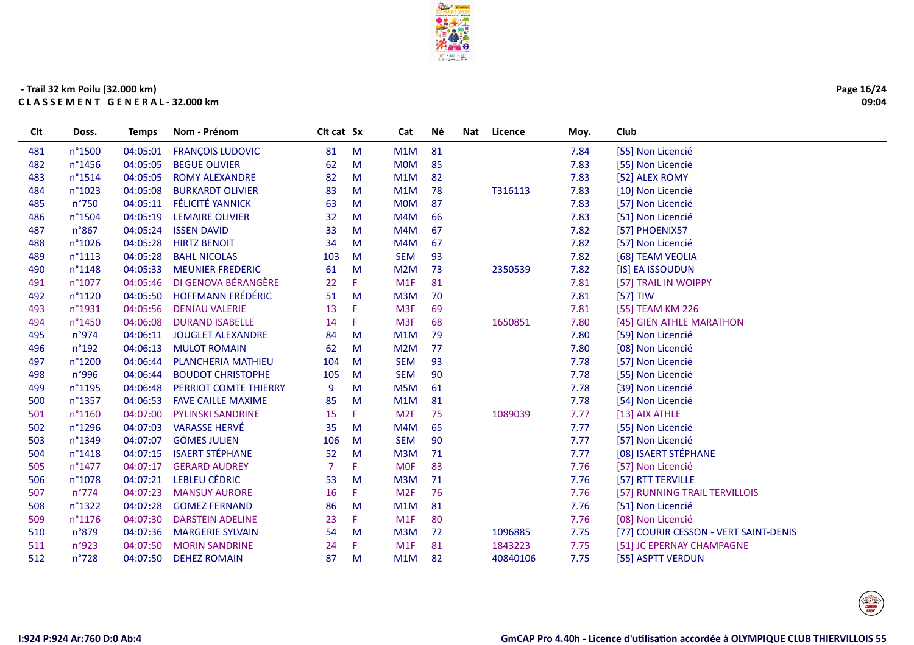- Trail 32 km Poilu (32.000 km)

C L A S S E M E N T   G E N E R A L - 32.000 km

| Clt | Doss. | Temps | Nom - Prénom | Clt cat | Sx | Cat | Né | Nat | Licence | Moy. | Club |
|---|---|---|---|---|---|---|---|---|---|---|---|
| 481 | n°1500 | 04:05:01 | FRANÇOIS LUDOVIC | 81 | M | M1M | 81 | | | 7.84 | [55] Non Licencié |
| 482 | n°1456 | 04:05:05 | BEGUE OLIVIER | 62 | M | M0M | 85 | | | 7.83 | [55] Non Licencié |
| 483 | n°1514 | 04:05:05 | ROMY ALEXANDRE | 82 | M | M1M | 82 | | | 7.83 | [52] ALEX ROMY |
| 484 | n°1023 | 04:05:08 | BURKARDT OLIVIER | 83 | M | M1M | 78 | | T316113 | 7.83 | [10] Non Licencié |
| 485 | n°750 | 04:05:11 | FÉLICITÉ YANNICK | 63 | M | M0M | 87 | | | 7.83 | [57] Non Licencié |
| 486 | n°1504 | 04:05:19 | LEMAIRE OLIVIER | 32 | M | M4M | 66 | | | 7.83 | [51] Non Licencié |
| 487 | n°867 | 04:05:24 | ISSEN DAVID | 33 | M | M4M | 67 | | | 7.82 | [57] PHOENIX57 |
| 488 | n°1026 | 04:05:28 | HIRTZ BENOIT | 34 | M | M4M | 67 | | | 7.82 | [57] Non Licencié |
| 489 | n°1113 | 04:05:28 | BAHL NICOLAS | 103 | M | SEM | 93 | | | 7.82 | [68] TEAM VEOLIA |
| 490 | n°1148 | 04:05:33 | MEUNIER FREDERIC | 61 | M | M2M | 73 | | 2350539 | 7.82 | [IS] EA ISSOUDUN |
| 491 | n°1077 | 04:05:46 | DI GENOVA BÉRANGÈRE | 22 | F | M1F | 81 | | | 7.81 | [57] TRAIL IN WOIPPY |
| 492 | n°1120 | 04:05:50 | HOFFMANN FRÉDÉRIC | 51 | M | M3M | 70 | | | 7.81 | [57] TIW |
| 493 | n°1931 | 04:05:56 | DENIAU VALERIE | 13 | F | M3F | 69 | | | 7.81 | [55] TEAM KM 226 |
| 494 | n°1450 | 04:06:08 | DURAND ISABELLE | 14 | F | M3F | 68 | | 1650851 | 7.80 | [45] GIEN ATHLE MARATHON |
| 495 | n°974 | 04:06:11 | JOUGLET ALEXANDRE | 84 | M | M1M | 79 | | | 7.80 | [59] Non Licencié |
| 496 | n°192 | 04:06:13 | MULOT ROMAIN | 62 | M | M2M | 77 | | | 7.80 | [08] Non Licencié |
| 497 | n°1200 | 04:06:44 | PLANCHERIA MATHIEU | 104 | M | SEM | 93 | | | 7.78 | [57] Non Licencié |
| 498 | n°996 | 04:06:44 | BOUDOT CHRISTOPHE | 105 | M | SEM | 90 | | | 7.78 | [55] Non Licencié |
| 499 | n°1195 | 04:06:48 | PERRIOT COMTE THIERRY | 9 | M | M5M | 61 | | | 7.78 | [39] Non Licencié |
| 500 | n°1357 | 04:06:53 | FAVE CAILLE MAXIME | 85 | M | M1M | 81 | | | 7.78 | [54] Non Licencié |
| 501 | n°1160 | 04:07:00 | PYLINSKI SANDRINE | 15 | F | M2F | 75 | | 1089039 | 7.77 | [13] AIX ATHLE |
| 502 | n°1296 | 04:07:03 | VARASSE HERVÉ | 35 | M | M4M | 65 | | | 7.77 | [55] Non Licencié |
| 503 | n°1349 | 04:07:07 | GOMES JULIEN | 106 | M | SEM | 90 | | | 7.77 | [57] Non Licencié |
| 504 | n°1418 | 04:07:15 | ISAERT STÉPHANE | 52 | M | M3M | 71 | | | 7.77 | [08] ISAERT STÉPHANE |
| 505 | n°1477 | 04:07:17 | GERARD AUDREY | 7 | F | M0F | 83 | | | 7.76 | [57] Non Licencié |
| 506 | n°1078 | 04:07:21 | LEBLEU CÉDRIC | 53 | M | M3M | 71 | | | 7.76 | [57] RTT TERVILLE |
| 507 | n°774 | 04:07:23 | MANSUY AURORE | 16 | F | M2F | 76 | | | 7.76 | [57] RUNNING TRAIL TERVILLOIS |
| 508 | n°1322 | 04:07:28 | GOMEZ FERNAND | 86 | M | M1M | 81 | | | 7.76 | [51] Non Licencié |
| 509 | n°1176 | 04:07:30 | DARSTEIN ADELINE | 23 | F | M1F | 80 | | | 7.76 | [08] Non Licencié |
| 510 | n°879 | 04:07:36 | MARGERIE PASCAL | 54 | M | M3M | 72 | | 1096885 | 7.75 | [77] COURIR CESSON - VERT SAINT-DENIS |
| 511 | n°923 | 04:07:50 | MORIN SANDRINE | 24 | F | M1F | 81 | | 1843223 | 7.75 | [51] JC EPERNAY CHAMPAGNE |
| 512 | n°728 | 04:07:50 | DEHEZ ROMAIN | 87 | M | M1M | 82 | | 40840106 | 7.75 | [55] ASPTT VERDUN |

I:924 P:924 Ar:760 D:0 Ab:4

GmCAP Pro 4.40h - Licence d'utilisation accordée à OLYMPIQUE CLUB THIERVILLOIS 55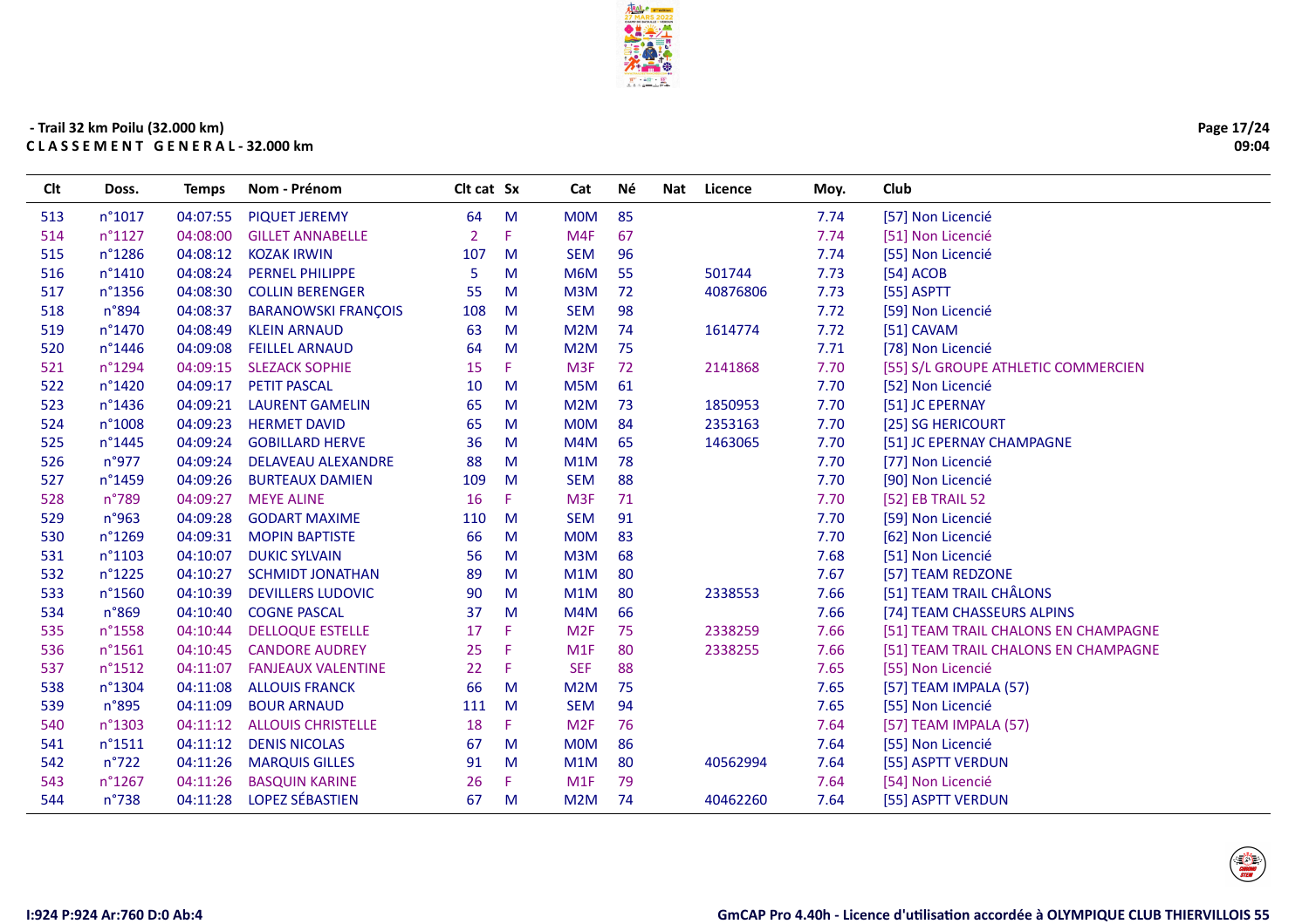- Trail 32 km Poilu (32.000 km)

**C L A S S E M E N T   G E N E R A L - 32.000 km**

| Clt | Doss. | Temps | Nom - Prénom | Clt cat | Sx | Cat | Né | Nat | Licence | Moy. | Club |
|---|---|---|---|---|---|---|---|---|---|---|---|
| 513 | n°1017 | 04:07:55 | PIQUET JEREMY | 64 | M | M0M | 85 | | | 7.74 | [57] Non Licencié |
| 514 | n°1127 | 04:08:00 | GILLET ANNABELLE | 2 | F | M4F | 67 | | | 7.74 | [51] Non Licencié |
| 515 | n°1286 | 04:08:12 | KOZAK IRWIN | 107 | M | SEM | 96 | | | 7.74 | [55] Non Licencié |
| 516 | n°1410 | 04:08:24 | PERNEL PHILIPPE | 5 | M | M6M | 55 | | 501744 | 7.73 | [54] ACOB |
| 517 | n°1356 | 04:08:30 | COLLIN BERENGER | 55 | M | M3M | 72 | | 40876806 | 7.73 | [55] ASPTT |
| 518 | n°894 | 04:08:37 | BARANOWSKI FRANÇOIS | 108 | M | SEM | 98 | | | 7.72 | [59] Non Licencié |
| 519 | n°1470 | 04:08:49 | KLEIN ARNAUD | 63 | M | M2M | 74 | | 1614774 | 7.72 | [51] CAVAM |
| 520 | n°1446 | 04:09:08 | FEILLEL ARNAUD | 64 | M | M2M | 75 | | | 7.71 | [78] Non Licencié |
| 521 | n°1294 | 04:09:15 | SLEZACK SOPHIE | 15 | F | M3F | 72 | | 2141868 | 7.70 | [55] S/L GROUPE ATHLETIC COMMERCIEN |
| 522 | n°1420 | 04:09:17 | PETIT PASCAL | 10 | M | M5M | 61 | | | 7.70 | [52] Non Licencié |
| 523 | n°1436 | 04:09:21 | LAURENT GAMELIN | 65 | M | M2M | 73 | | 1850953 | 7.70 | [51] JC EPERNAY |
| 524 | n°1008 | 04:09:23 | HERMET DAVID | 65 | M | M0M | 84 | | 2353163 | 7.70 | [25] SG HERICOURT |
| 525 | n°1445 | 04:09:24 | GOBILLARD HERVE | 36 | M | M4M | 65 | | 1463065 | 7.70 | [51] JC EPERNAY CHAMPAGNE |
| 526 | n°977 | 04:09:24 | DELAVEAU ALEXANDRE | 88 | M | M1M | 78 | | | 7.70 | [77] Non Licencié |
| 527 | n°1459 | 04:09:26 | BURTEAUX DAMIEN | 109 | M | SEM | 88 | | | 7.70 | [90] Non Licencié |
| 528 | n°789 | 04:09:27 | MEYE ALINE | 16 | F | M3F | 71 | | | 7.70 | [52] EB TRAIL 52 |
| 529 | n°963 | 04:09:28 | GODART MAXIME | 110 | M | SEM | 91 | | | 7.70 | [59] Non Licencié |
| 530 | n°1269 | 04:09:31 | MOPIN BAPTISTE | 66 | M | M0M | 83 | | | 7.70 | [62] Non Licencié |
| 531 | n°1103 | 04:10:07 | DUKIC SYLVAIN | 56 | M | M3M | 68 | | | 7.68 | [51] Non Licencié |
| 532 | n°1225 | 04:10:27 | SCHMIDT JONATHAN | 89 | M | M1M | 80 | | | 7.67 | [57] TEAM REDZONE |
| 533 | n°1560 | 04:10:39 | DEVILLERS LUDOVIC | 90 | M | M1M | 80 | | 2338553 | 7.66 | [51] TEAM TRAIL CHÂLONS |
| 534 | n°869 | 04:10:40 | COGNE PASCAL | 37 | M | M4M | 66 | | | 7.66 | [74] TEAM CHASSEURS ALPINS |
| 535 | n°1558 | 04:10:44 | DELLOQUE ESTELLE | 17 | F | M2F | 75 | | 2338259 | 7.66 | [51] TEAM TRAIL CHALONS EN CHAMPAGNE |
| 536 | n°1561 | 04:10:45 | CANDORE AUDREY | 25 | F | M1F | 80 | | 2338255 | 7.66 | [51] TEAM TRAIL CHALONS EN CHAMPAGNE |
| 537 | n°1512 | 04:11:07 | FANJEAUX VALENTINE | 22 | F | SEF | 88 | | | 7.65 | [55] Non Licencié |
| 538 | n°1304 | 04:11:08 | ALLOUIS FRANCK | 66 | M | M2M | 75 | | | 7.65 | [57] TEAM IMPALA (57) |
| 539 | n°895 | 04:11:09 | BOUR ARNAUD | 111 | M | SEM | 94 | | | 7.65 | [55] Non Licencié |
| 540 | n°1303 | 04:11:12 | ALLOUIS CHRISTELLE | 18 | F | M2F | 76 | | | 7.64 | [57] TEAM IMPALA (57) |
| 541 | n°1511 | 04:11:12 | DENIS NICOLAS | 67 | M | M0M | 86 | | | 7.64 | [55] Non Licencié |
| 542 | n°722 | 04:11:26 | MARQUIS GILLES | 91 | M | M1M | 80 | | 40562994 | 7.64 | [55] ASPTT VERDUN |
| 543 | n°1267 | 04:11:26 | BASQUIN KARINE | 26 | F | M1F | 79 | | | 7.64 | [54] Non Licencié |
| 544 | n°738 | 04:11:28 | LOPEZ SÉBASTIEN | 67 | M | M2M | 74 | | 40462260 | 7.64 | [55] ASPTT VERDUN |

I:924 P:924 Ar:760 D:0 Ab:4

GmCAP Pro 4.40h - Licence d'utilisation accordée à OLYMPIQUE CLUB THIERVILLOIS 55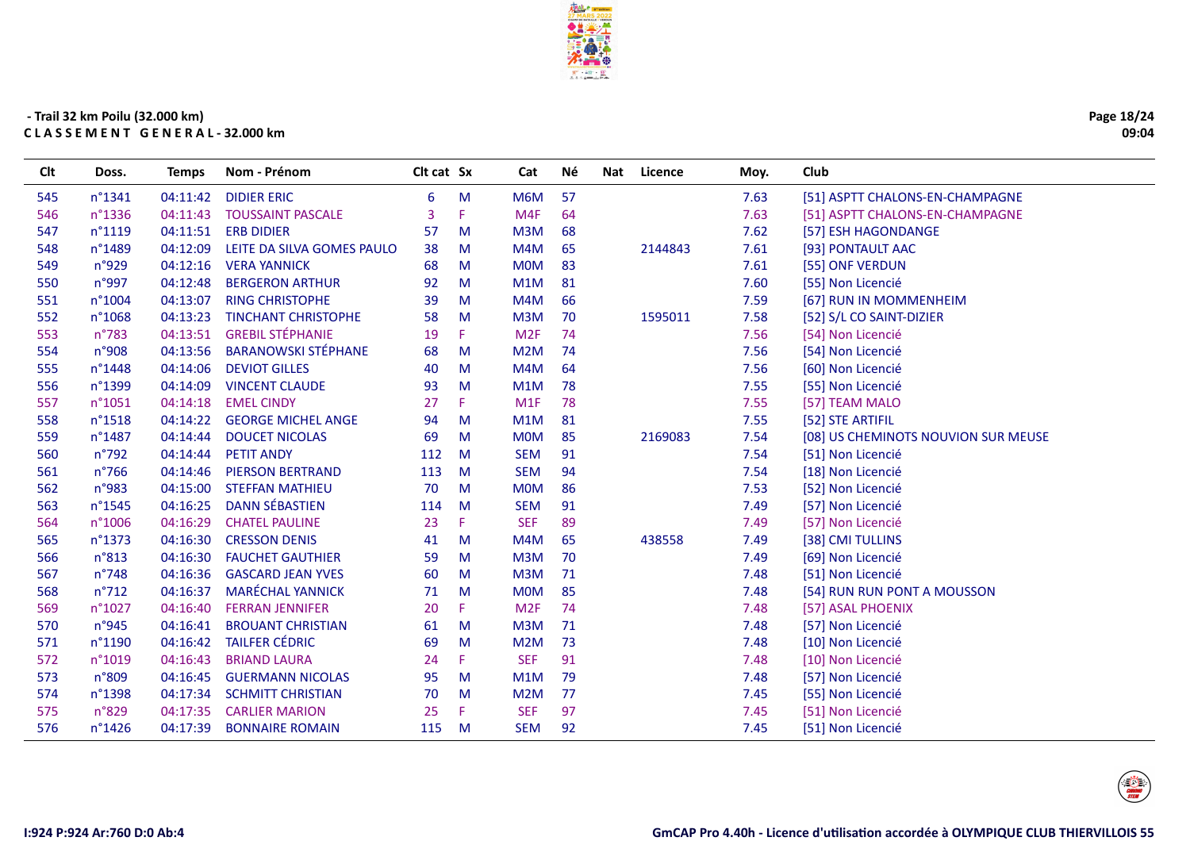- Trail 32 km Poilu (32.000 km)

C L A S S E M E N T   G E N E R A L - 32.000 km

| Clt | Doss. | Temps | Nom - Prénom | Clt cat | Sx | Cat | Né | Nat | Licence | Moy. | Club |
|---|---|---|---|---|---|---|---|---|---|---|---|
| 545 | n°1341 | 04:11:42 | DIDIER ERIC | 6 | M | M6M | 57 | | | 7.63 | [51] ASPTT CHALONS-EN-CHAMPAGNE |
| 546 | n°1336 | 04:11:43 | TOUSSAINT PASCALE | 3 | F | M4F | 64 | | | 7.63 | [51] ASPTT CHALONS-EN-CHAMPAGNE |
| 547 | n°1119 | 04:11:51 | ERB DIDIER | 57 | M | M3M | 68 | | | 7.62 | [57] ESH HAGONDANGE |
| 548 | n°1489 | 04:12:09 | LEITE DA SILVA GOMES PAULO | 38 | M | M4M | 65 | | 2144843 | 7.61 | [93] PONTAULT AAC |
| 549 | n°929 | 04:12:16 | VERA YANNICK | 68 | M | M0M | 83 | | | 7.61 | [55] ONF VERDUN |
| 550 | n°997 | 04:12:48 | BERGERON ARTHUR | 92 | M | M1M | 81 | | | 7.60 | [55] Non Licencié |
| 551 | n°1004 | 04:13:07 | RING CHRISTOPHE | 39 | M | M4M | 66 | | | 7.59 | [67] RUN IN MOMMENHEIM |
| 552 | n°1068 | 04:13:23 | TINCHANT CHRISTOPHE | 58 | M | M3M | 70 | | 1595011 | 7.58 | [52] S/L CO SAINT-DIZIER |
| 553 | n°783 | 04:13:51 | GREBIL STÉPHANIE | 19 | F | M2F | 74 | | | 7.56 | [54] Non Licencié |
| 554 | n°908 | 04:13:56 | BARANOWSKI STÉPHANE | 68 | M | M2M | 74 | | | 7.56 | [54] Non Licencié |
| 555 | n°1448 | 04:14:06 | DEVIOT GILLES | 40 | M | M4M | 64 | | | 7.56 | [60] Non Licencié |
| 556 | n°1399 | 04:14:09 | VINCENT CLAUDE | 93 | M | M1M | 78 | | | 7.55 | [55] Non Licencié |
| 557 | n°1051 | 04:14:18 | EMEL CINDY | 27 | F | M1F | 78 | | | 7.55 | [57] TEAM MALO |
| 558 | n°1518 | 04:14:22 | GEORGE MICHEL ANGE | 94 | M | M1M | 81 | | | 7.55 | [52] STE ARTIFIL |
| 559 | n°1487 | 04:14:44 | DOUCET NICOLAS | 69 | M | M0M | 85 | | 2169083 | 7.54 | [08] US CHEMINOTS NOUVION SUR MEUSE |
| 560 | n°792 | 04:14:44 | PETIT ANDY | 112 | M | SEM | 91 | | | 7.54 | [51] Non Licencié |
| 561 | n°766 | 04:14:46 | PIERSON BERTRAND | 113 | M | SEM | 94 | | | 7.54 | [18] Non Licencié |
| 562 | n°983 | 04:15:00 | STEFFAN MATHIEU | 70 | M | M0M | 86 | | | 7.53 | [52] Non Licencié |
| 563 | n°1545 | 04:16:25 | DANN SÉBASTIEN | 114 | M | SEM | 91 | | | 7.49 | [57] Non Licencié |
| 564 | n°1006 | 04:16:29 | CHATEL PAULINE | 23 | F | SEF | 89 | | | 7.49 | [57] Non Licencié |
| 565 | n°1373 | 04:16:30 | CRESSON DENIS | 41 | M | M4M | 65 | | 438558 | 7.49 | [38] CMI TULLINS |
| 566 | n°813 | 04:16:30 | FAUCHET GAUTHIER | 59 | M | M3M | 70 | | | 7.49 | [69] Non Licencié |
| 567 | n°748 | 04:16:36 | GASCARD JEAN YVES | 60 | M | M3M | 71 | | | 7.48 | [51] Non Licencié |
| 568 | n°712 | 04:16:37 | MARÉCHAL YANNICK | 71 | M | M0M | 85 | | | 7.48 | [54] RUN RUN PONT A MOUSSON |
| 569 | n°1027 | 04:16:40 | FERRAN JENNIFER | 20 | F | M2F | 74 | | | 7.48 | [57] ASAL PHOENIX |
| 570 | n°945 | 04:16:41 | BROUANT CHRISTIAN | 61 | M | M3M | 71 | | | 7.48 | [57] Non Licencié |
| 571 | n°1190 | 04:16:42 | TAILFER CÉDRIC | 69 | M | M2M | 73 | | | 7.48 | [10] Non Licencié |
| 572 | n°1019 | 04:16:43 | BRIAND LAURA | 24 | F | SEF | 91 | | | 7.48 | [10] Non Licencié |
| 573 | n°809 | 04:16:45 | GUERMANN NICOLAS | 95 | M | M1M | 79 | | | 7.48 | [57] Non Licencié |
| 574 | n°1398 | 04:17:34 | SCHMITT CHRISTIAN | 70 | M | M2M | 77 | | | 7.45 | [55] Non Licencié |
| 575 | n°829 | 04:17:35 | CARLIER MARION | 25 | F | SEF | 97 | | | 7.45 | [51] Non Licencié |
| 576 | n°1426 | 04:17:39 | BONNAIRE ROMAIN | 115 | M | SEM | 92 | | | 7.45 | [51] Non Licencié |

I:924 P:924 Ar:760 D:0 Ab:4

GmCAP Pro 4.40h - Licence d'utilisation accordée à OLYMPIQUE CLUB THIERVILLOIS 55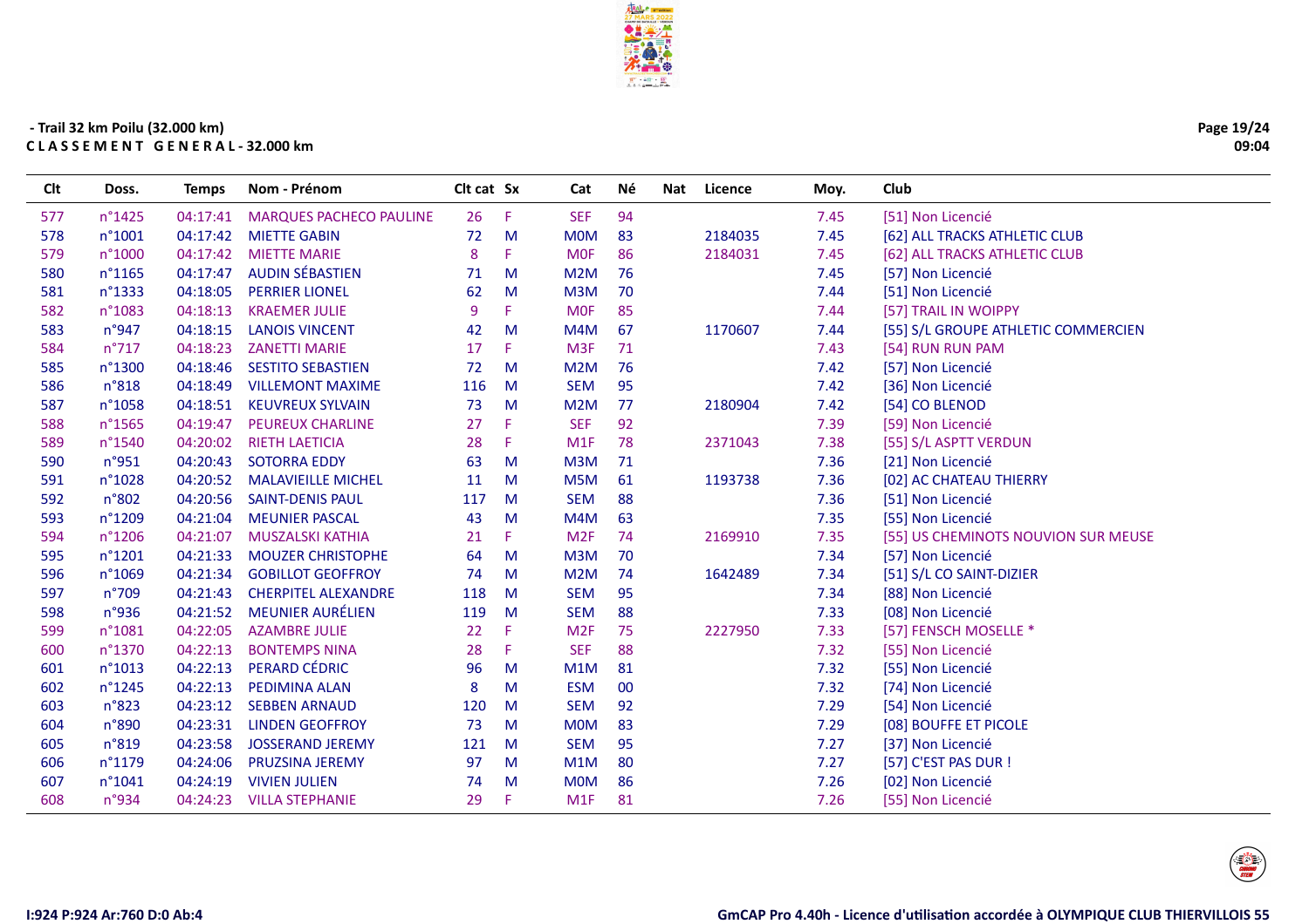- Trail 32 km Poilu (32.000 km)

**C L A S S E M E N T   G E N E R A L - 32.000 km**

| Clt | Doss. | Temps | Nom - Prénom | Clt cat | Sx | Cat | Né | Nat | Licence | Moy. | Club |
|---|---|---|---|---|---|---|---|---|---|---|---|
| 577 | n°1425 | 04:17:41 | MARQUES PACHECO PAULINE | 26 | F | SEF | 94 | | | 7.45 | [51] Non Licencié |
| 578 | n°1001 | 04:17:42 | MIETTE GABIN | 72 | M | M0M | 83 | | 2184035 | 7.45 | [62] ALL TRACKS ATHLETIC CLUB |
| 579 | n°1000 | 04:17:42 | MIETTE MARIE | 8 | F | M0F | 86 | | 2184031 | 7.45 | [62] ALL TRACKS ATHLETIC CLUB |
| 580 | n°1165 | 04:17:47 | AUDIN SÉBASTIEN | 71 | M | M2M | 76 | | | 7.45 | [57] Non Licencié |
| 581 | n°1333 | 04:18:05 | PERRIER LIONEL | 62 | M | M3M | 70 | | | 7.44 | [51] Non Licencié |
| 582 | n°1083 | 04:18:13 | KRAEMER JULIE | 9 | F | M0F | 85 | | | 7.44 | [57] TRAIL IN WOIPPY |
| 583 | n°947 | 04:18:15 | LANOIS VINCENT | 42 | M | M4M | 67 | | 1170607 | 7.44 | [55] S/L GROUPE ATHLETIC COMMERCIEN |
| 584 | n°717 | 04:18:23 | ZANETTI MARIE | 17 | F | M3F | 71 | | | 7.43 | [54] RUN RUN PAM |
| 585 | n°1300 | 04:18:46 | SESTITO SEBASTIEN | 72 | M | M2M | 76 | | | 7.42 | [57] Non Licencié |
| 586 | n°818 | 04:18:49 | VILLEMONT MAXIME | 116 | M | SEM | 95 | | | 7.42 | [36] Non Licencié |
| 587 | n°1058 | 04:18:51 | KEUVREUX SYLVAIN | 73 | M | M2M | 77 | | 2180904 | 7.42 | [54] CO BLENOD |
| 588 | n°1565 | 04:19:47 | PEUREUX CHARLINE | 27 | F | SEF | 92 | | | 7.39 | [59] Non Licencié |
| 589 | n°1540 | 04:20:02 | RIETH LAETICIA | 28 | F | M1F | 78 | | 2371043 | 7.38 | [55] S/L ASPTT VERDUN |
| 590 | n°951 | 04:20:43 | SOTORRA EDDY | 63 | M | M3M | 71 | | | 7.36 | [21] Non Licencié |
| 591 | n°1028 | 04:20:52 | MALAVIEILLE MICHEL | 11 | M | M5M | 61 | | 1193738 | 7.36 | [02] AC CHATEAU THIERRY |
| 592 | n°802 | 04:20:56 | SAINT-DENIS PAUL | 117 | M | SEM | 88 | | | 7.36 | [51] Non Licencié |
| 593 | n°1209 | 04:21:04 | MEUNIER PASCAL | 43 | M | M4M | 63 | | | 7.35 | [55] Non Licencié |
| 594 | n°1206 | 04:21:07 | MUSZALSKI KATHIA | 21 | F | M2F | 74 | | 2169910 | 7.35 | [55] US CHEMINOTS NOUVION SUR MEUSE |
| 595 | n°1201 | 04:21:33 | MOUZER CHRISTOPHE | 64 | M | M3M | 70 | | | 7.34 | [57] Non Licencié |
| 596 | n°1069 | 04:21:34 | GOBILLOT GEOFFROY | 74 | M | M2M | 74 | | 1642489 | 7.34 | [51] S/L CO SAINT-DIZIER |
| 597 | n°709 | 04:21:43 | CHERPITEL ALEXANDRE | 118 | M | SEM | 95 | | | 7.34 | [88] Non Licencié |
| 598 | n°936 | 04:21:52 | MEUNIER AURÉLIEN | 119 | M | SEM | 88 | | | 7.33 | [08] Non Licencié |
| 599 | n°1081 | 04:22:05 | AZAMBRE JULIE | 22 | F | M2F | 75 | | 2227950 | 7.33 | [57] FENSCH MOSELLE * |
| 600 | n°1370 | 04:22:13 | BONTEMPS NINA | 28 | F | SEF | 88 | | | 7.32 | [55] Non Licencié |
| 601 | n°1013 | 04:22:13 | PERARD CÉDRIC | 96 | M | M1M | 81 | | | 7.32 | [55] Non Licencié |
| 602 | n°1245 | 04:22:13 | PEDIMINA ALAN | 8 | M | ESM | 00 | | | 7.32 | [74] Non Licencié |
| 603 | n°823 | 04:23:12 | SEBBEN ARNAUD | 120 | M | SEM | 92 | | | 7.29 | [54] Non Licencié |
| 604 | n°890 | 04:23:31 | LINDEN GEOFFROY | 73 | M | M0M | 83 | | | 7.29 | [08] BOUFFE ET PICOLE |
| 605 | n°819 | 04:23:58 | JOSSERAND JEREMY | 121 | M | SEM | 95 | | | 7.27 | [37] Non Licencié |
| 606 | n°1179 | 04:24:06 | PRUZSINA JEREMY | 97 | M | M1M | 80 | | | 7.27 | [57] C'EST PAS DUR ! |
| 607 | n°1041 | 04:24:19 | VIVIEN JULIEN | 74 | M | M0M | 86 | | | 7.26 | [02] Non Licencié |
| 608 | n°934 | 04:24:23 | VILLA STEPHANIE | 29 | F | M1F | 81 | | | 7.26 | [55] Non Licencié |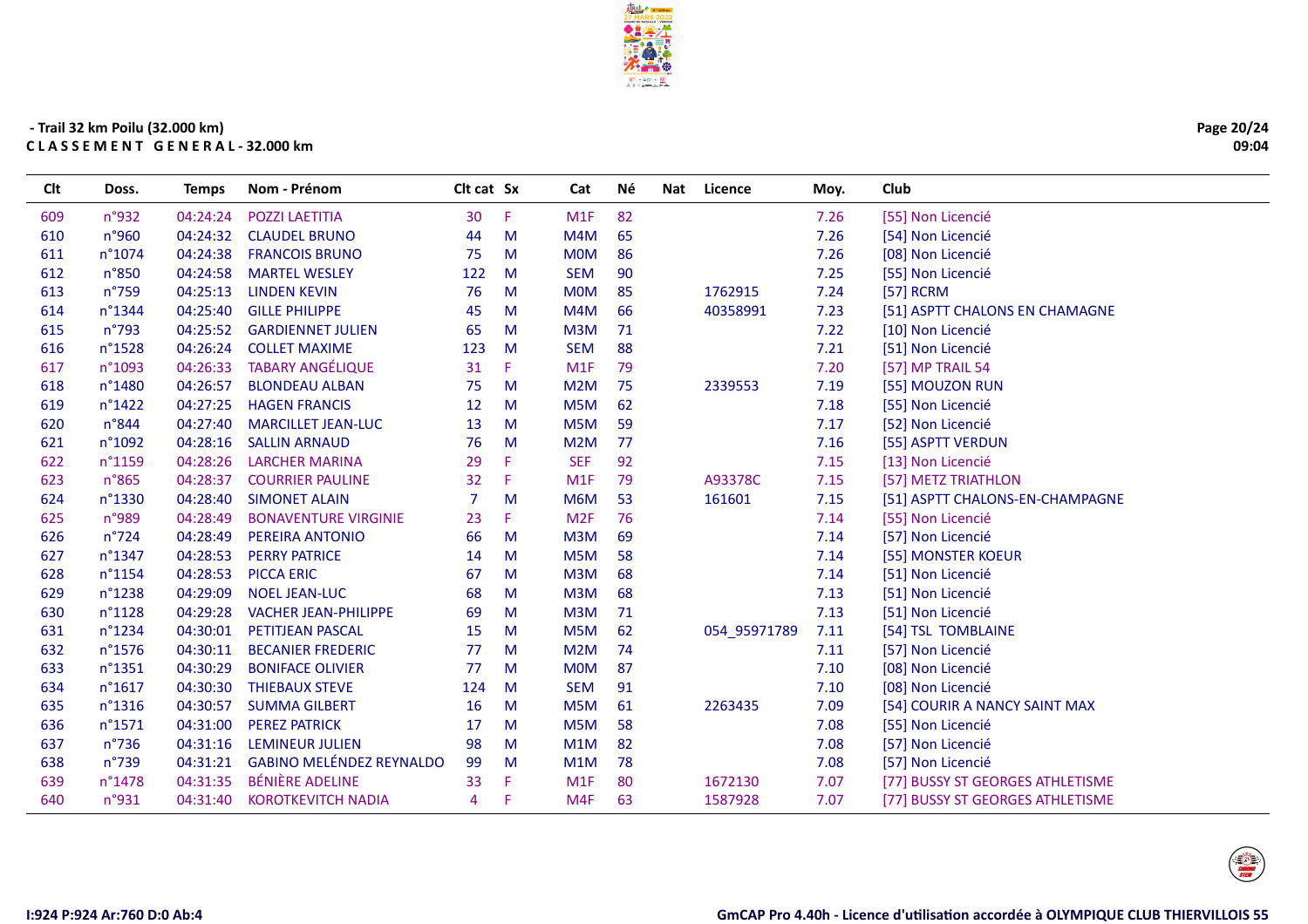- Trail 32 km Poilu (32.000 km)

**C L A S S E M E N T G E N E R A L - 32.000 km**

| Clt | Doss. | Temps | Nom - Prénom | Clt cat | Sx | Cat | Né | Nat | Licence | Moy. | Club |
|---|---|---|---|---|---|---|---|---|---|---|---|
| 609 | n°932 | 04:24:24 | POZZI LAETITIA | 30 | F | M1F | 82 | | | 7.26 | [55] Non Licencié |
| 610 | n°960 | 04:24:32 | CLAUDEL BRUNO | 44 | M | M4M | 65 | | | 7.26 | [54] Non Licencié |
| 611 | n°1074 | 04:24:38 | FRANCOIS BRUNO | 75 | M | M0M | 86 | | | 7.26 | [08] Non Licencié |
| 612 | n°850 | 04:24:58 | MARTEL WESLEY | 122 | M | SEM | 90 | | | 7.25 | [55] Non Licencié |
| 613 | n°759 | 04:25:13 | LINDEN KEVIN | 76 | M | M0M | 85 | | 1762915 | 7.24 | [57] RCRM |
| 614 | n°1344 | 04:25:40 | GILLE PHILIPPE | 45 | M | M4M | 66 | | 40358991 | 7.23 | [51] ASPTT CHALONS EN CHAMAGNE |
| 615 | n°793 | 04:25:52 | GARDIENNET JULIEN | 65 | M | M3M | 71 | | | 7.22 | [10] Non Licencié |
| 616 | n°1528 | 04:26:24 | COLLET MAXIME | 123 | M | SEM | 88 | | | 7.21 | [51] Non Licencié |
| 617 | n°1093 | 04:26:33 | TABARY ANGÉLIQUE | 31 | F | M1F | 79 | | | 7.20 | [57] MP TRAIL 54 |
| 618 | n°1480 | 04:26:57 | BLONDEAU ALBAN | 75 | M | M2M | 75 | | 2339553 | 7.19 | [55] MOUZON RUN |
| 619 | n°1422 | 04:27:25 | HAGEN FRANCIS | 12 | M | M5M | 62 | | | 7.18 | [55] Non Licencié |
| 620 | n°844 | 04:27:40 | MARCILLET JEAN-LUC | 13 | M | M5M | 59 | | | 7.17 | [52] Non Licencié |
| 621 | n°1092 | 04:28:16 | SALLIN ARNAUD | 76 | M | M2M | 77 | | | 7.16 | [55] ASPTT VERDUN |
| 622 | n°1159 | 04:28:26 | LARCHER MARINA | 29 | F | SEF | 92 | | | 7.15 | [13] Non Licencié |
| 623 | n°865 | 04:28:37 | COURRIER PAULINE | 32 | F | M1F | 79 | | A93378C | 7.15 | [57] METZ TRIATHLON |
| 624 | n°1330 | 04:28:40 | SIMONET ALAIN | 7 | M | M6M | 53 | | 161601 | 7.15 | [51] ASPTT CHALONS-EN-CHAMPAGNE |
| 625 | n°989 | 04:28:49 | BONAVENTURE VIRGINIE | 23 | F | M2F | 76 | | | 7.14 | [55] Non Licencié |
| 626 | n°724 | 04:28:49 | PEREIRA ANTONIO | 66 | M | M3M | 69 | | | 7.14 | [57] Non Licencié |
| 627 | n°1347 | 04:28:53 | PERRY PATRICE | 14 | M | M5M | 58 | | | 7.14 | [55] MONSTER KOEUR |
| 628 | n°1154 | 04:28:53 | PICCA ERIC | 67 | M | M3M | 68 | | | 7.14 | [51] Non Licencié |
| 629 | n°1238 | 04:29:09 | NOEL JEAN-LUC | 68 | M | M3M | 68 | | | 7.13 | [51] Non Licencié |
| 630 | n°1128 | 04:29:28 | VACHER JEAN-PHILIPPE | 69 | M | M3M | 71 | | | 7.13 | [51] Non Licencié |
| 631 | n°1234 | 04:30:01 | PETITJEAN PASCAL | 15 | M | M5M | 62 | | 054_95971789 | 7.11 | [54] TSL TOMBLAINE |
| 632 | n°1576 | 04:30:11 | BECANIER FREDERIC | 77 | M | M2M | 74 | | | 7.11 | [57] Non Licencié |
| 633 | n°1351 | 04:30:29 | BONIFACE OLIVIER | 77 | M | M0M | 87 | | | 7.10 | [08] Non Licencié |
| 634 | n°1617 | 04:30:30 | THIEBAUX STEVE | 124 | M | SEM | 91 | | | 7.10 | [08] Non Licencié |
| 635 | n°1316 | 04:30:57 | SUMMA GILBERT | 16 | M | M5M | 61 | | 2263435 | 7.09 | [54] COURIR A NANCY SAINT MAX |
| 636 | n°1571 | 04:31:00 | PEREZ PATRICK | 17 | M | M5M | 58 | | | 7.08 | [55] Non Licencié |
| 637 | n°736 | 04:31:16 | LEMINEUR JULIEN | 98 | M | M1M | 82 | | | 7.08 | [57] Non Licencié |
| 638 | n°739 | 04:31:21 | GABINO MELÉNDEZ REYNALDO | 99 | M | M1M | 78 | | | 7.08 | [57] Non Licencié |
| 639 | n°1478 | 04:31:35 | BÉNIÈRE ADELINE | 33 | F | M1F | 80 | | 1672130 | 7.07 | [77] BUSSY ST GEORGES ATHLETISME |
| 640 | n°931 | 04:31:40 | KOROTKEVITCH NADIA | 4 | F | M4F | 63 | | 1587928 | 7.07 | [77] BUSSY ST GEORGES ATHLETISME |

I:924 P:924 Ar:760 D:0 Ab:4

GmCAP Pro 4.40h - Licence d'utilisation accordée à OLYMPIQUE CLUB THIERVILLOIS 55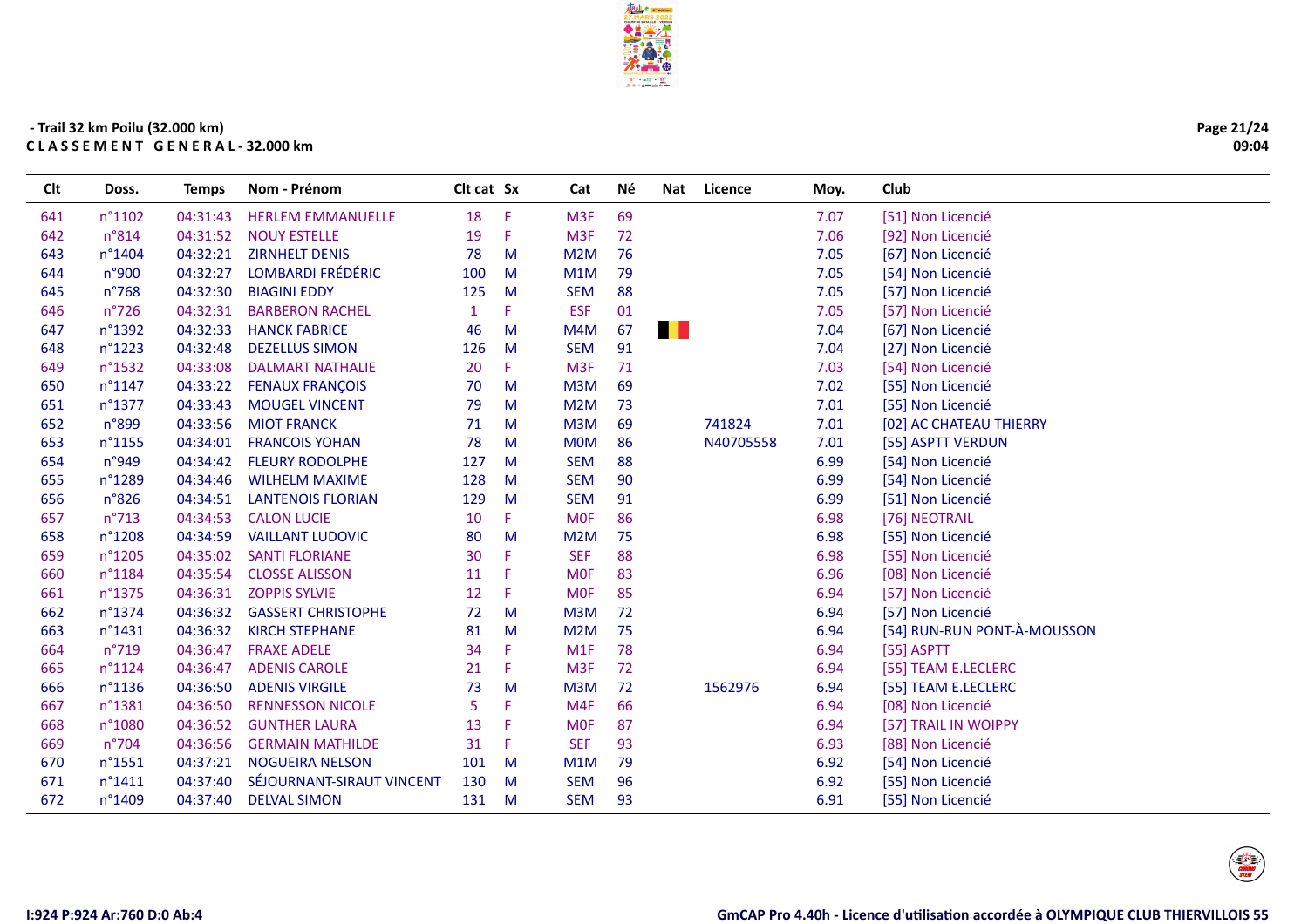- Trail 32 km Poilu (32.000 km)

**CLASSEMENT GENERAL - 32.000 km**

| Clt | Doss. | Temps | Nom - Prénom | Clt cat | Sx | Cat | Né | Nat | Licence | Moy. | Club |
|---|---|---|---|---|---|---|---|---|---|---|---|
| 641 | n°1102 | 04:31:43 | HERLEM EMMANUELLE | 18 | F | M3F | 69 | | | 7.07 | [51] Non Licencié |
| 642 | n°814 | 04:31:52 | NOUY ESTELLE | 19 | F | M3F | 72 | | | 7.06 | [92] Non Licencié |
| 643 | n°1404 | 04:32:21 | ZIRNHELT DENIS | 78 | M | M2M | 76 | | | 7.05 | [67] Non Licencié |
| 644 | n°900 | 04:32:27 | LOMBARDI FRÉDÉRIC | 100 | M | M1M | 79 | | | 7.05 | [54] Non Licencié |
| 645 | n°768 | 04:32:30 | BIAGINI EDDY | 125 | M | SEM | 88 | | | 7.05 | [57] Non Licencié |
| 646 | n°726 | 04:32:31 | BARBERON RACHEL | 1 | F | ESF | 01 | | | 7.05 | [57] Non Licencié |
| 647 | n°1392 | 04:32:33 | HANCK FABRICE | 46 | M | M4M | 67 | BEL | | 7.04 | [67] Non Licencié |
| 648 | n°1223 | 04:32:48 | DEZELLUS SIMON | 126 | M | SEM | 91 | | | 7.04 | [27] Non Licencié |
| 649 | n°1532 | 04:33:08 | DALMART NATHALIE | 20 | F | M3F | 71 | | | 7.03 | [54] Non Licencié |
| 650 | n°1147 | 04:33:22 | FENAUX FRANÇOIS | 70 | M | M3M | 69 | | | 7.02 | [55] Non Licencié |
| 651 | n°1377 | 04:33:43 | MOUGEL VINCENT | 79 | M | M2M | 73 | | | 7.01 | [55] Non Licencié |
| 652 | n°899 | 04:33:56 | MIOT FRANCK | 71 | M | M3M | 69 | | 741824 | 7.01 | [02] AC CHATEAU THIERRY |
| 653 | n°1155 | 04:34:01 | FRANCOIS YOHAN | 78 | M | M0M | 86 | | N40705558 | 7.01 | [55] ASPTT VERDUN |
| 654 | n°949 | 04:34:42 | FLEURY RODOLPHE | 127 | M | SEM | 88 | | | 6.99 | [54] Non Licencié |
| 655 | n°1289 | 04:34:46 | WILHELM MAXIME | 128 | M | SEM | 90 | | | 6.99 | [54] Non Licencié |
| 656 | n°826 | 04:34:51 | LANTENOIS FLORIAN | 129 | M | SEM | 91 | | | 6.99 | [51] Non Licencié |
| 657 | n°713 | 04:34:53 | CALON LUCIE | 10 | F | M0F | 86 | | | 6.98 | [76] NEOTRAIL |
| 658 | n°1208 | 04:34:59 | VAILLANT LUDOVIC | 80 | M | M2M | 75 | | | 6.98 | [55] Non Licencié |
| 659 | n°1205 | 04:35:02 | SANTI FLORIANE | 30 | F | SEF | 88 | | | 6.98 | [55] Non Licencié |
| 660 | n°1184 | 04:35:54 | CLOSSE ALISSON | 11 | F | M0F | 83 | | | 6.96 | [08] Non Licencié |
| 661 | n°1375 | 04:36:31 | ZOPPIS SYLVIE | 12 | F | M0F | 85 | | | 6.94 | [57] Non Licencié |
| 662 | n°1374 | 04:36:32 | GASSERT CHRISTOPHE | 72 | M | M3M | 72 | | | 6.94 | [57] Non Licencié |
| 663 | n°1431 | 04:36:32 | KIRCH STEPHANE | 81 | M | M2M | 75 | | | 6.94 | [54] RUN-RUN PONT-À-MOUSSON |
| 664 | n°719 | 04:36:47 | FRAXE ADELE | 34 | F | M1F | 78 | | | 6.94 | [55] ASPTT |
| 665 | n°1124 | 04:36:47 | ADENIS CAROLE | 21 | F | M3F | 72 | | | 6.94 | [55] TEAM E.LECLERC |
| 666 | n°1136 | 04:36:50 | ADENIS VIRGILE | 73 | M | M3M | 72 | | 1562976 | 6.94 | [55] TEAM E.LECLERC |
| 667 | n°1381 | 04:36:50 | RENNESSON NICOLE | 5 | F | M4F | 66 | | | 6.94 | [08] Non Licencié |
| 668 | n°1080 | 04:36:52 | GUNTHER LAURA | 13 | F | M0F | 87 | | | 6.94 | [57] TRAIL IN WOIPPY |
| 669 | n°704 | 04:36:56 | GERMAIN MATHILDE | 31 | F | SEF | 93 | | | 6.93 | [88] Non Licencié |
| 670 | n°1551 | 04:37:21 | NOGUEIRA NELSON | 101 | M | M1M | 79 | | | 6.92 | [54] Non Licencié |
| 671 | n°1411 | 04:37:40 | SÉJOURNANT-SIRAUT VINCENT | 130 | M | SEM | 96 | | | 6.92 | [55] Non Licencié |
| 672 | n°1409 | 04:37:40 | DELVAL SIMON | 131 | M | SEM | 93 | | | 6.91 | [55] Non Licencié |

I:924 P:924 Ar:760 D:0 Ab:4

GmCAP Pro 4.40h - Licence d'utilisation accordée à OLYMPIQUE CLUB THIERVILLOIS 55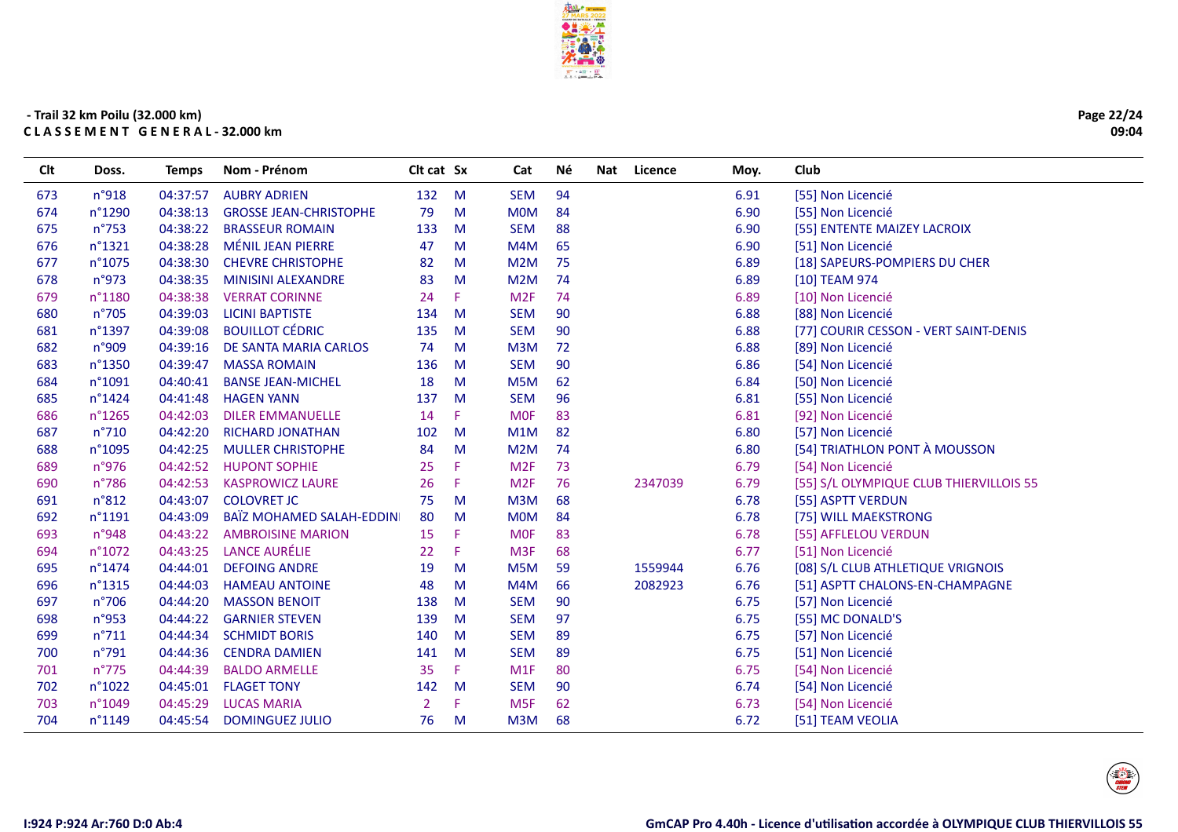- Trail 32 km Poilu (32.000 km)

**C L A S S E M E N T G E N E R A L - 32.000 km**

| Clt | Doss. | Temps | Nom - Prénom | Clt cat | Sx | Cat | Né | Nat | Licence | Moy. | Club |
|---|---|---|---|---|---|---|---|---|---|---|---|
| 673 | n°918 | 04:37:57 | AUBRY ADRIEN | 132 | M | SEM | 94 | | | 6.91 | [55] Non Licencié |
| 674 | n°1290 | 04:38:13 | GROSSE JEAN-CHRISTOPHE | 79 | M | M0M | 84 | | | 6.90 | [55] Non Licencié |
| 675 | n°753 | 04:38:22 | BRASSEUR ROMAIN | 133 | M | SEM | 88 | | | 6.90 | [55] ENTENTE MAIZEY LACROIX |
| 676 | n°1321 | 04:38:28 | MÉNIL JEAN PIERRE | 47 | M | M4M | 65 | | | 6.90 | [51] Non Licencié |
| 677 | n°1075 | 04:38:30 | CHEVRE CHRISTOPHE | 82 | M | M2M | 75 | | | 6.89 | [18] SAPEURS-POMPIERS DU CHER |
| 678 | n°973 | 04:38:35 | MINISINI ALEXANDRE | 83 | M | M2M | 74 | | | 6.89 | [10] TEAM 974 |
| 679 | n°1180 | 04:38:38 | VERRAT CORINNE | 24 | F | M2F | 74 | | | 6.89 | [10] Non Licencié |
| 680 | n°705 | 04:39:03 | LICINI BAPTISTE | 134 | M | SEM | 90 | | | 6.88 | [88] Non Licencié |
| 681 | n°1397 | 04:39:08 | BOUILLOT CÉDRIC | 135 | M | SEM | 90 | | | 6.88 | [77] COURIR CESSON - VERT SAINT-DENIS |
| 682 | n°909 | 04:39:16 | DE SANTA MARIA CARLOS | 74 | M | M3M | 72 | | | 6.88 | [89] Non Licencié |
| 683 | n°1350 | 04:39:47 | MASSA ROMAIN | 136 | M | SEM | 90 | | | 6.86 | [54] Non Licencié |
| 684 | n°1091 | 04:40:41 | BANSE JEAN-MICHEL | 18 | M | M5M | 62 | | | 6.84 | [50] Non Licencié |
| 685 | n°1424 | 04:41:48 | HAGEN YANN | 137 | M | SEM | 96 | | | 6.81 | [55] Non Licencié |
| 686 | n°1265 | 04:42:03 | DILER EMMANUELLE | 14 | F | M0F | 83 | | | 6.81 | [92] Non Licencié |
| 687 | n°710 | 04:42:20 | RICHARD JONATHAN | 102 | M | M1M | 82 | | | 6.80 | [57] Non Licencié |
| 688 | n°1095 | 04:42:25 | MULLER CHRISTOPHE | 84 | M | M2M | 74 | | | 6.80 | [54] TRIATHLON PONT À MOUSSON |
| 689 | n°976 | 04:42:52 | HUPONT SOPHIE | 25 | F | M2F | 73 | | | 6.79 | [54] Non Licencié |
| 690 | n°786 | 04:42:53 | KASPROWICZ LAURE | 26 | F | M2F | 76 | | 2347039 | 6.79 | [55] S/L OLYMPIQUE CLUB THIERVILLOIS 55 |
| 691 | n°812 | 04:43:07 | COLOVRET JC | 75 | M | M3M | 68 | | | 6.78 | [55] ASPTT VERDUN |
| 692 | n°1191 | 04:43:09 | BAÏZ MOHAMED SALAH-EDDINI | 80 | M | M0M | 84 | | | 6.78 | [75] WILL MAEKSTRONG |
| 693 | n°948 | 04:43:22 | AMBROISINE MARION | 15 | F | M0F | 83 | | | 6.78 | [55] AFFLELOU VERDUN |
| 694 | n°1072 | 04:43:25 | LANCE AURÉLIE | 22 | F | M3F | 68 | | | 6.77 | [51] Non Licencié |
| 695 | n°1474 | 04:44:01 | DEFOING ANDRE | 19 | M | M5M | 59 | | 1559944 | 6.76 | [08] S/L CLUB ATHLETIQUE VRIGNOIS |
| 696 | n°1315 | 04:44:03 | HAMEAU ANTOINE | 48 | M | M4M | 66 | | 2082923 | 6.76 | [51] ASPTT CHALONS-EN-CHAMPAGNE |
| 697 | n°706 | 04:44:20 | MASSON BENOIT | 138 | M | SEM | 90 | | | 6.75 | [57] Non Licencié |
| 698 | n°953 | 04:44:22 | GARNIER STEVEN | 139 | M | SEM | 97 | | | 6.75 | [55] MC DONALD'S |
| 699 | n°711 | 04:44:34 | SCHMIDT BORIS | 140 | M | SEM | 89 | | | 6.75 | [57] Non Licencié |
| 700 | n°791 | 04:44:36 | CENDRA DAMIEN | 141 | M | SEM | 89 | | | 6.75 | [51] Non Licencié |
| 701 | n°775 | 04:44:39 | BALDO ARMELLE | 35 | F | M1F | 80 | | | 6.75 | [54] Non Licencié |
| 702 | n°1022 | 04:45:01 | FLAGET TONY | 142 | M | SEM | 90 | | | 6.74 | [54] Non Licencié |
| 703 | n°1049 | 04:45:29 | LUCAS MARIA | 2 | F | M5F | 62 | | | 6.73 | [54] Non Licencié |
| 704 | n°1149 | 04:45:54 | DOMINGUEZ JULIO | 76 | M | M3M | 68 | | | 6.72 | [51] TEAM VEOLIA |

I:924 P:924 Ar:760 D:0 Ab:4

GmCAP Pro 4.40h - Licence d'utilisation accordée à OLYMPIQUE CLUB THIERVILLOIS 55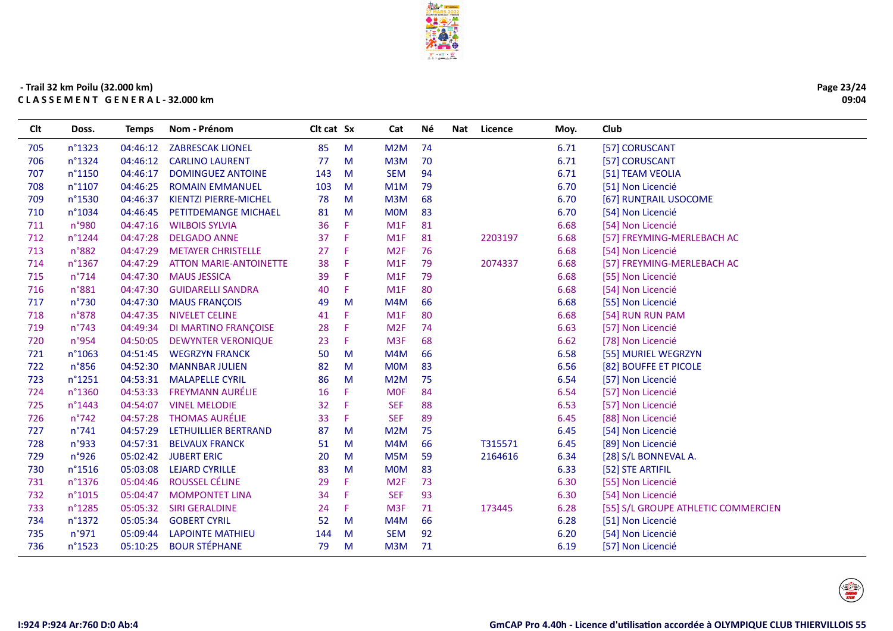- Trail 32 km Poilu (32.000 km)
**C L A S S E M E N T   G E N E R A L - 32.000 km**

| Clt | Doss. | Temps | Nom - Prénom | Clt cat | Sx | Cat | Né | Nat | Licence | Moy. | Club |
|---|---|---|---|---|---|---|---|---|---|---|---|
| 705 | n°1323 | 04:46:12 | ZABRESCAK LIONEL | 85 | M | M2M | 74 | | | 6.71 | [57] CORUSCANT |
| 706 | n°1324 | 04:46:12 | CARLINO LAURENT | 77 | M | M3M | 70 | | | 6.71 | [57] CORUSCANT |
| 707 | n°1150 | 04:46:17 | DOMINGUEZ ANTOINE | 143 | M | SEM | 94 | | | 6.71 | [51] TEAM VEOLIA |
| 708 | n°1107 | 04:46:25 | ROMAIN EMMANUEL | 103 | M | M1M | 79 | | | 6.70 | [51] Non Licencié |
| 709 | n°1530 | 04:46:37 | KIENTZI PIERRE-MICHEL | 78 | M | M3M | 68 | | | 6.70 | [67] RUNTRAIL USOCOME |
| 710 | n°1034 | 04:46:45 | PETITDEMANGE MICHAEL | 81 | M | M0M | 83 | | | 6.70 | [54] Non Licencié |
| 711 | n°980 | 04:47:16 | WILBOIS SYLVIA | 36 | F | M1F | 81 | | | 6.68 | [54] Non Licencié |
| 712 | n°1244 | 04:47:28 | DELGADO ANNE | 37 | F | M1F | 81 | | 2203197 | 6.68 | [57] FREYMING-MERLEBACH AC |
| 713 | n°882 | 04:47:29 | METAYER CHRISTELLE | 27 | F | M2F | 76 | | | 6.68 | [54] Non Licencié |
| 714 | n°1367 | 04:47:29 | ATTON MARIE-ANTOINETTE | 38 | F | M1F | 79 | | 2074337 | 6.68 | [57] FREYMING-MERLEBACH AC |
| 715 | n°714 | 04:47:30 | MAUS JESSICA | 39 | F | M1F | 79 | | | 6.68 | [55] Non Licencié |
| 716 | n°881 | 04:47:30 | GUIDARELLI SANDRA | 40 | F | M1F | 80 | | | 6.68 | [54] Non Licencié |
| 717 | n°730 | 04:47:30 | MAUS FRANÇOIS | 49 | M | M4M | 66 | | | 6.68 | [55] Non Licencié |
| 718 | n°878 | 04:47:35 | NIVELET CELINE | 41 | F | M1F | 80 | | | 6.68 | [54] RUN RUN PAM |
| 719 | n°743 | 04:49:34 | DI MARTINO FRANÇOISE | 28 | F | M2F | 74 | | | 6.63 | [57] Non Licencié |
| 720 | n°954 | 04:50:05 | DEWYNTER VERONIQUE | 23 | F | M3F | 68 | | | 6.62 | [78] Non Licencié |
| 721 | n°1063 | 04:51:45 | WEGRZYN FRANCK | 50 | M | M4M | 66 | | | 6.58 | [55] MURIEL WEGRZYN |
| 722 | n°856 | 04:52:30 | MANNBAR JULIEN | 82 | M | M0M | 83 | | | 6.56 | [82] BOUFFE ET PICOLE |
| 723 | n°1251 | 04:53:31 | MALAPELLE CYRIL | 86 | M | M2M | 75 | | | 6.54 | [57] Non Licencié |
| 724 | n°1360 | 04:53:33 | FREYMANN AURÉLIE | 16 | F | M0F | 84 | | | 6.54 | [57] Non Licencié |
| 725 | n°1443 | 04:54:07 | VINEL MELODIE | 32 | F | SEF | 88 | | | 6.53 | [57] Non Licencié |
| 726 | n°742 | 04:57:28 | THOMAS AURÉLIE | 33 | F | SEF | 89 | | | 6.45 | [88] Non Licencié |
| 727 | n°741 | 04:57:29 | LETHUILLIER BERTRAND | 87 | M | M2M | 75 | | | 6.45 | [54] Non Licencié |
| 728 | n°933 | 04:57:31 | BELVAUX FRANCK | 51 | M | M4M | 66 | | T315571 | 6.45 | [89] Non Licencié |
| 729 | n°926 | 05:02:42 | JUBERT ERIC | 20 | M | M5M | 59 | | 2164616 | 6.34 | [28] S/L BONNEVAL A. |
| 730 | n°1516 | 05:03:08 | LEJARD CYRILLE | 83 | M | M0M | 83 | | | 6.33 | [52] STE ARTIFIL |
| 731 | n°1376 | 05:04:46 | ROUSSEL CÉLINE | 29 | F | M2F | 73 | | | 6.30 | [55] Non Licencié |
| 732 | n°1015 | 05:04:47 | MOMPONTET LINA | 34 | F | SEF | 93 | | | 6.30 | [54] Non Licencié |
| 733 | n°1285 | 05:05:32 | SIRI GERALDINE | 24 | F | M3F | 71 | | 173445 | 6.28 | [55] S/L GROUPE ATHLETIC COMMERCIEN |
| 734 | n°1372 | 05:05:34 | GOBERT CYRIL | 52 | M | M4M | 66 | | | 6.28 | [51] Non Licencié |
| 735 | n°971 | 05:09:44 | LAPOINTE MATHIEU | 144 | M | SEM | 92 | | | 6.20 | [54] Non Licencié |
| 736 | n°1523 | 05:10:25 | BOUR STÉPHANE | 79 | M | M3M | 71 | | | 6.19 | [57] Non Licencié |

I:924 P:924 Ar:760 D:0 Ab:4

GmCAP Pro 4.40h - Licence d'utilisation accordée à OLYMPIQUE CLUB THIERVILLOIS 55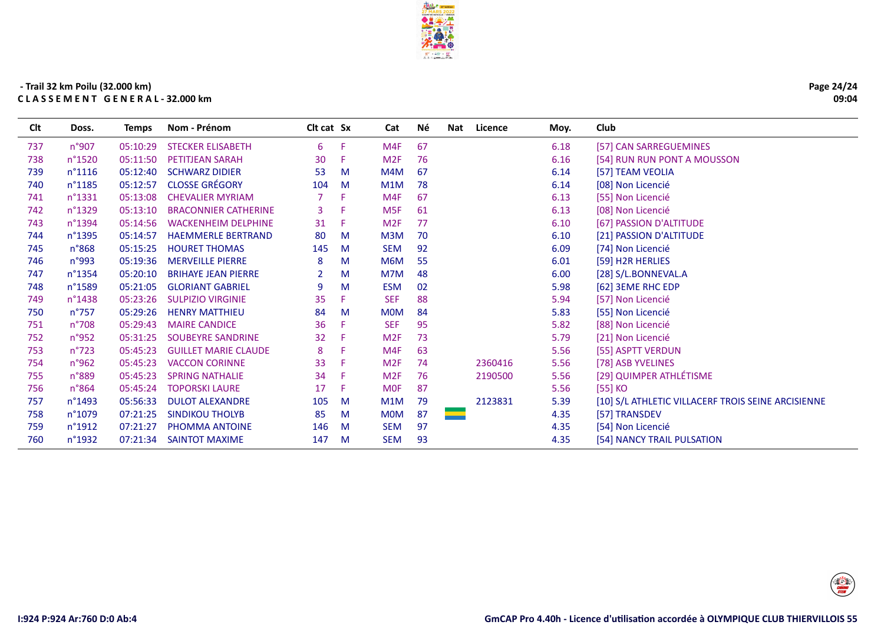- Trail 32 km Poilu (32.000 km)
**C L A S S E M E N T   G E N E R A L - 32.000 km**

| Clt | Doss. | Temps | Nom - Prénom | Clt cat | Sx | Cat | Né | Nat | Licence | Moy. | Club |
|---|---|---|---|---|---|---|---|---|---|---|---|
| 737 | n°907 | 05:10:29 | STECKER ELISABETH | 6 | F | M4F | 67 | | | 6.18 | [57] CAN SARREGUEMINES |
| 738 | n°1520 | 05:11:50 | PETITJEAN SARAH | 30 | F | M2F | 76 | | | 6.16 | [54] RUN RUN PONT A MOUSSON |
| 739 | n°1116 | 05:12:40 | SCHWARZ DIDIER | 53 | M | M4M | 67 | | | 6.14 | [57] TEAM VEOLIA |
| 740 | n°1185 | 05:12:57 | CLOSSE GRÉGORY | 104 | M | M1M | 78 | | | 6.14 | [08] Non Licencié |
| 741 | n°1331 | 05:13:08 | CHEVALIER MYRIAM | 7 | F | M4F | 67 | | | 6.13 | [55] Non Licencié |
| 742 | n°1329 | 05:13:10 | BRACONNIER CATHERINE | 3 | F | M5F | 61 | | | 6.13 | [08] Non Licencié |
| 743 | n°1394 | 05:14:56 | WACKENHEIM DELPHINE | 31 | F | M2F | 77 | | | 6.10 | [67] PASSION D'ALTITUDE |
| 744 | n°1395 | 05:14:57 | HAEMMERLE BERTRAND | 80 | M | M3M | 70 | | | 6.10 | [21] PASSION D'ALTITUDE |
| 745 | n°868 | 05:15:25 | HOURET THOMAS | 145 | M | SEM | 92 | | | 6.09 | [74] Non Licencié |
| 746 | n°993 | 05:19:36 | MERVEILLE PIERRE | 8 | M | M6M | 55 | | | 6.01 | [59] H2R HERLIES |
| 747 | n°1354 | 05:20:10 | BRIHAYE JEAN PIERRE | 2 | M | M7M | 48 | | | 6.00 | [28] S/L.BONNEVAL.A |
| 748 | n°1589 | 05:21:05 | GLORIANT GABRIEL | 9 | M | ESM | 02 | | | 5.98 | [62] 3EME RHC EDP |
| 749 | n°1438 | 05:23:26 | SULPIZIO VIRGINIE | 35 | F | SEF | 88 | | | 5.94 | [57] Non Licencié |
| 750 | n°757 | 05:29:26 | HENRY MATTHIEU | 84 | M | M0M | 84 | | | 5.83 | [55] Non Licencié |
| 751 | n°708 | 05:29:43 | MAIRE CANDICE | 36 | F | SEF | 95 | | | 5.82 | [88] Non Licencié |
| 752 | n°952 | 05:31:25 | SOUBEYRE SANDRINE | 32 | F | M2F | 73 | | | 5.79 | [21] Non Licencié |
| 753 | n°723 | 05:45:23 | GUILLET MARIE CLAUDE | 8 | F | M4F | 63 | | | 5.56 | [55] ASPTT VERDUN |
| 754 | n°962 | 05:45:23 | VACCON CORINNE | 33 | F | M2F | 74 | | 2360416 | 5.56 | [78] ASB YVELINES |
| 755 | n°889 | 05:45:23 | SPRING NATHALIE | 34 | F | M2F | 76 | | 2190500 | 5.56 | [29] QUIMPER ATHLÉTISME |
| 756 | n°864 | 05:45:24 | TOPORSKI LAURE | 17 | F | M0F | 87 | | | 5.56 | [55] KO |
| 757 | n°1493 | 05:56:33 | DULOT ALEXANDRE | 105 | M | M1M | 79 | | 2123831 | 5.39 | [10] S/L ATHLETIC VILLACERF TROIS SEINE ARCISIENNE |
| 758 | n°1079 | 07:21:25 | SINDIKOU THOLYB | 85 | M | M0M | 87 | | | 4.35 | [57] TRANSDEV |
| 759 | n°1912 | 07:21:27 | PHOMMA ANTOINE | 146 | M | SEM | 97 | | | 4.35 | [54] Non Licencié |
| 760 | n°1932 | 07:21:34 | SAINTOT MAXIME | 147 | M | SEM | 93 | | | 4.35 | [54] NANCY TRAIL PULSATION |

I:924 P:924 Ar:760 D:0 Ab:4

GmCAP Pro 4.40h - Licence d'utilisation accordée à OLYMPIQUE CLUB THIERVILLOIS 55